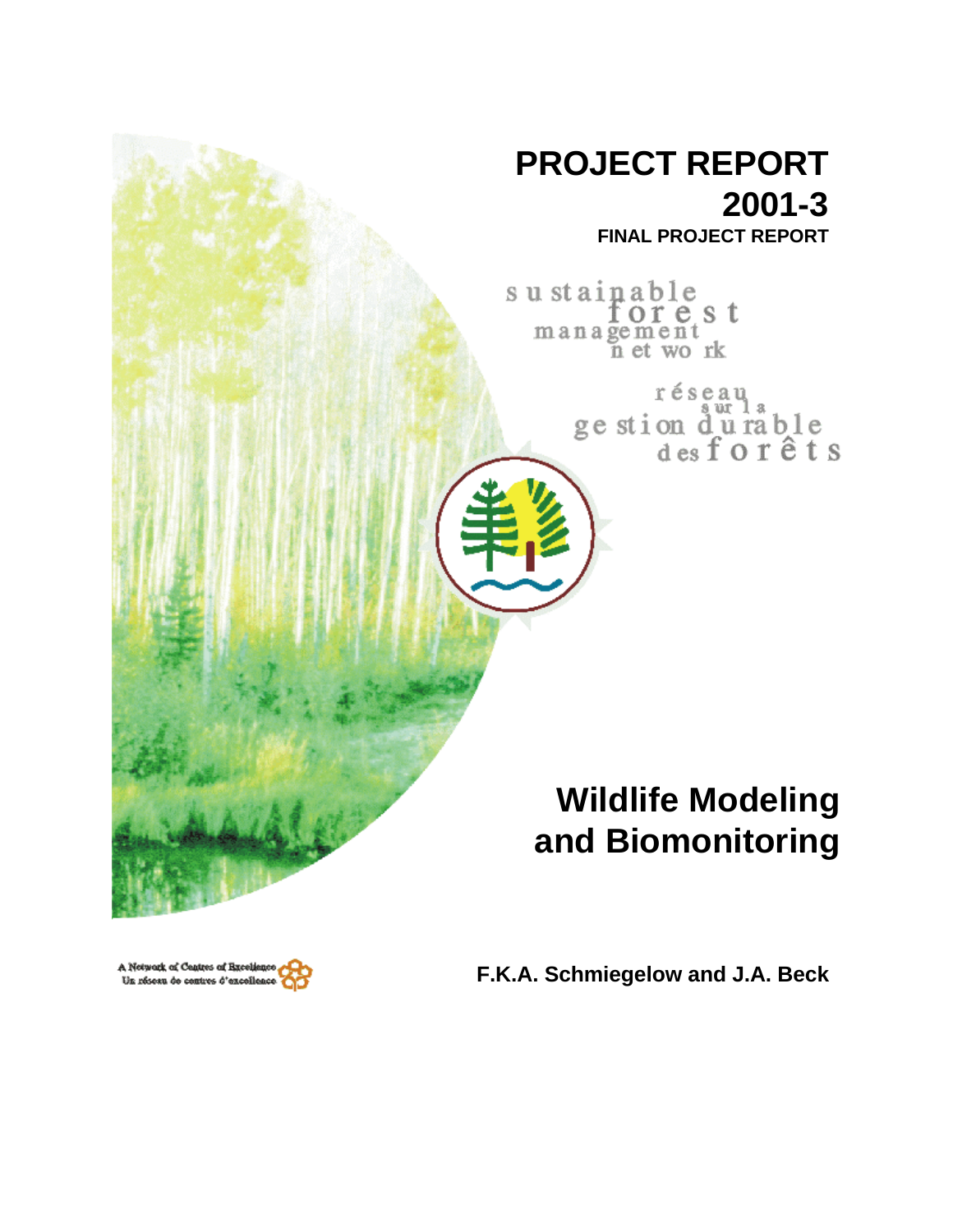# PROJECT REPORT 2001-3

**FINAL PROJECT REPORT**

sustainable forest management network

réseau sur la gestion durable des forêts

# Wildlife Modeling and Biomonitoring

A Network of Centres of Excellence
Un réseau de centres d'excellence

**F.K.A. Schmiegelow and J.A. Beck**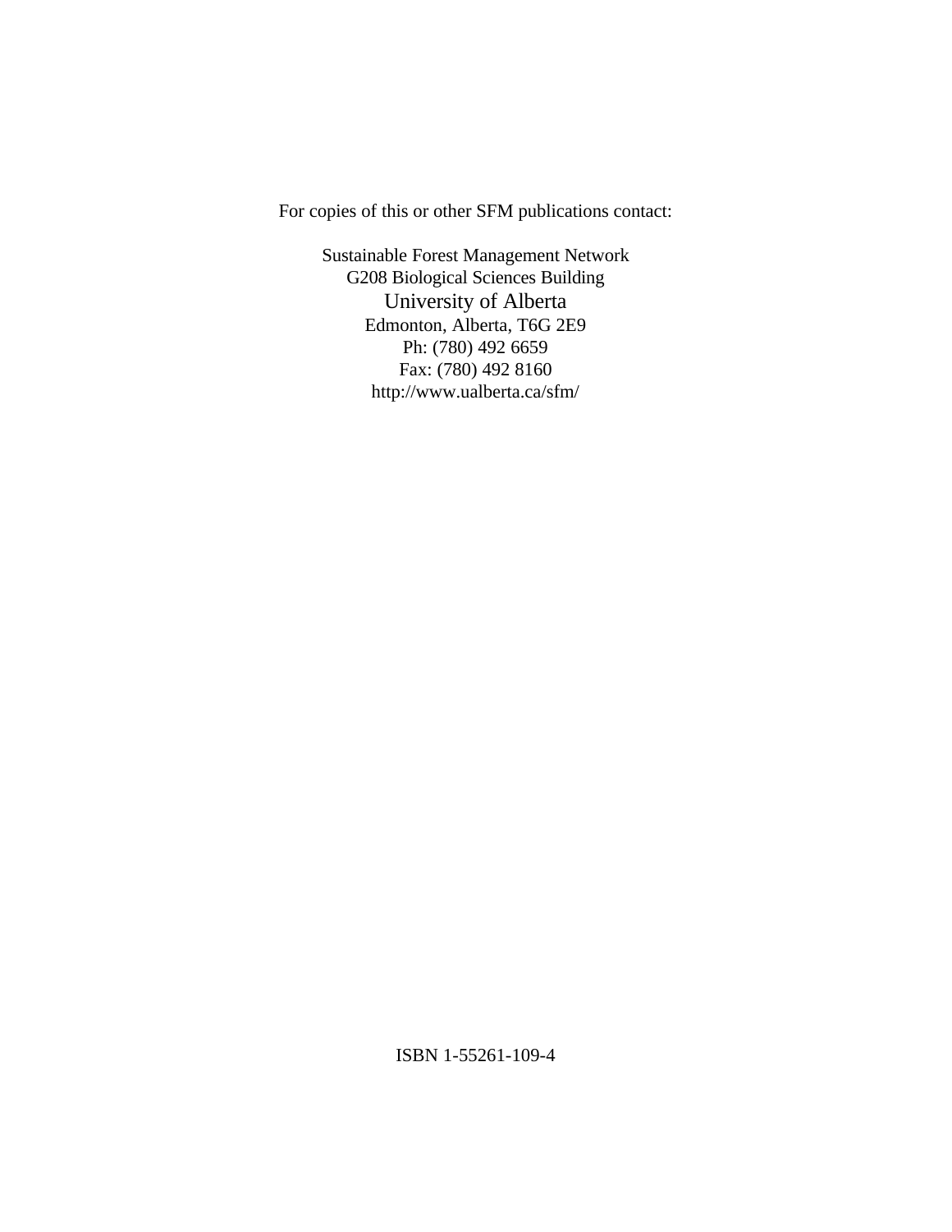For copies of this or other SFM publications contact:

Sustainable Forest Management Network
G208 Biological Sciences Building
University of Alberta
Edmonton, Alberta, T6G 2E9
Ph: (780) 492 6659
Fax: (780) 492 8160
http://www.ualberta.ca/sfm/

ISBN 1-55261-109-4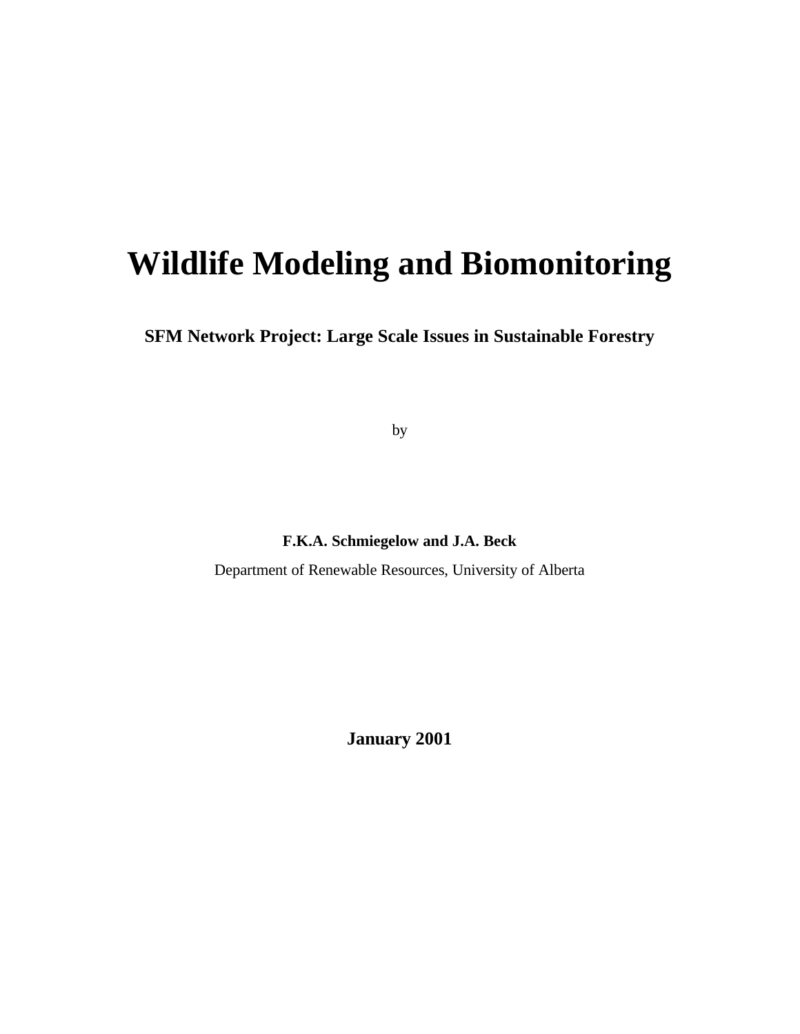# Wildlife Modeling and Biomonitoring

**SFM Network Project: Large Scale Issues in Sustainable Forestry**

by

**F.K.A. Schmiegelow and J.A. Beck**

Department of Renewable Resources, University of Alberta

**January 2001**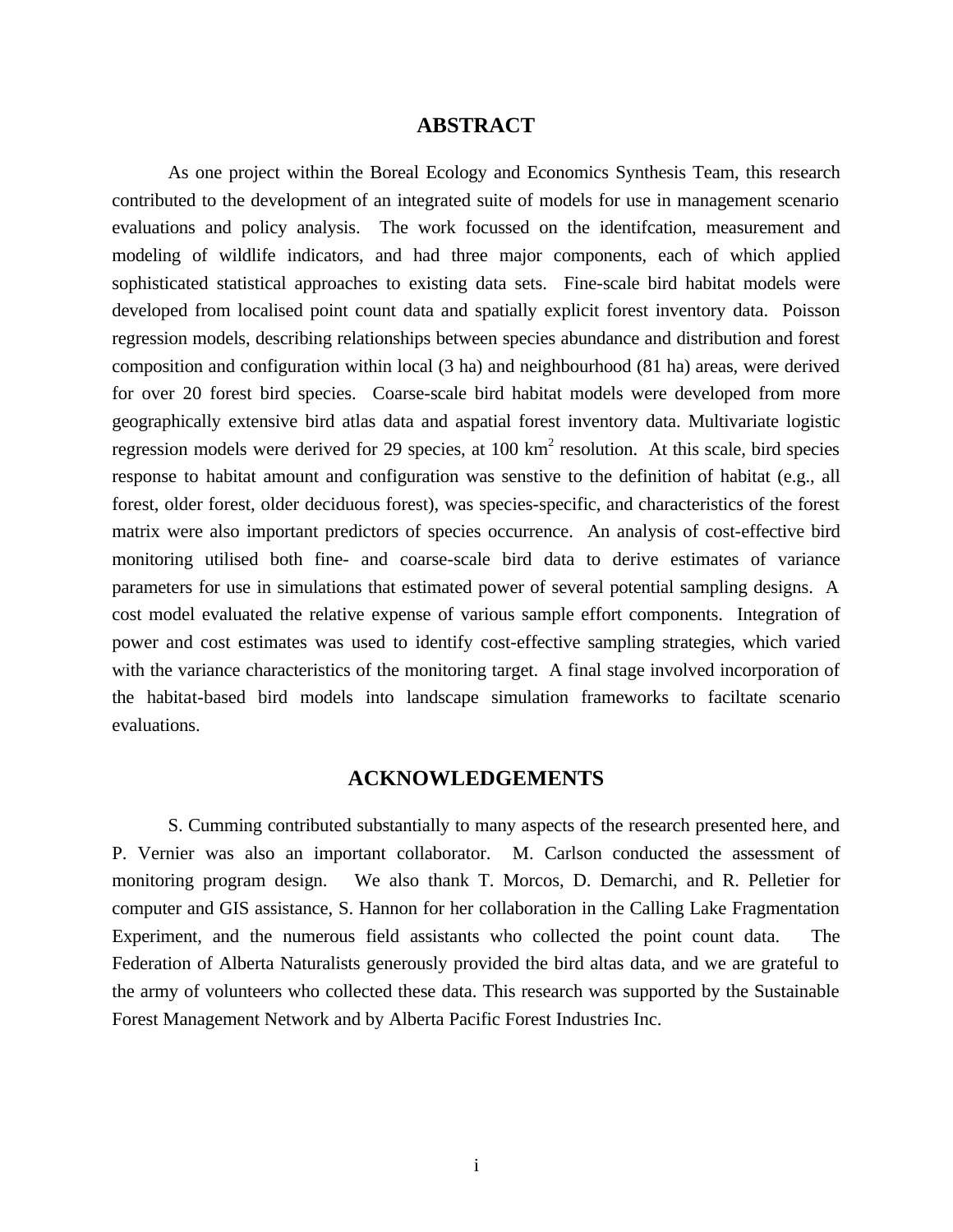# ABSTRACT

As one project within the Boreal Ecology and Economics Synthesis Team, this research contributed to the development of an integrated suite of models for use in management scenario evaluations and policy analysis. The work focussed on the identifcation, measurement and modeling of wildlife indicators, and had three major components, each of which applied sophisticated statistical approaches to existing data sets. Fine-scale bird habitat models were developed from localised point count data and spatially explicit forest inventory data. Poisson regression models, describing relationships between species abundance and distribution and forest composition and configuration within local (3 ha) and neighbourhood (81 ha) areas, were derived for over 20 forest bird species. Coarse-scale bird habitat models were developed from more geographically extensive bird atlas data and aspatial forest inventory data. Multivariate logistic regression models were derived for 29 species, at 100 km$^2$ resolution. At this scale, bird species response to habitat amount and configuration was senstive to the definition of habitat (e.g., all forest, older forest, older deciduous forest), was species-specific, and characteristics of the forest matrix were also important predictors of species occurrence. An analysis of cost-effective bird monitoring utilised both fine- and coarse-scale bird data to derive estimates of variance parameters for use in simulations that estimated power of several potential sampling designs. A cost model evaluated the relative expense of various sample effort components. Integration of power and cost estimates was used to identify cost-effective sampling strategies, which varied with the variance characteristics of the monitoring target. A final stage involved incorporation of the habitat-based bird models into landscape simulation frameworks to faciltate scenario evaluations.

# ACKNOWLEDGEMENTS

S. Cumming contributed substantially to many aspects of the research presented here, and P. Vernier was also an important collaborator. M. Carlson conducted the assessment of monitoring program design. We also thank T. Morcos, D. Demarchi, and R. Pelletier for computer and GIS assistance, S. Hannon for her collaboration in the Calling Lake Fragmentation Experiment, and the numerous field assistants who collected the point count data. The Federation of Alberta Naturalists generously provided the bird altas data, and we are grateful to the army of volunteers who collected these data. This research was supported by the Sustainable Forest Management Network and by Alberta Pacific Forest Industries Inc.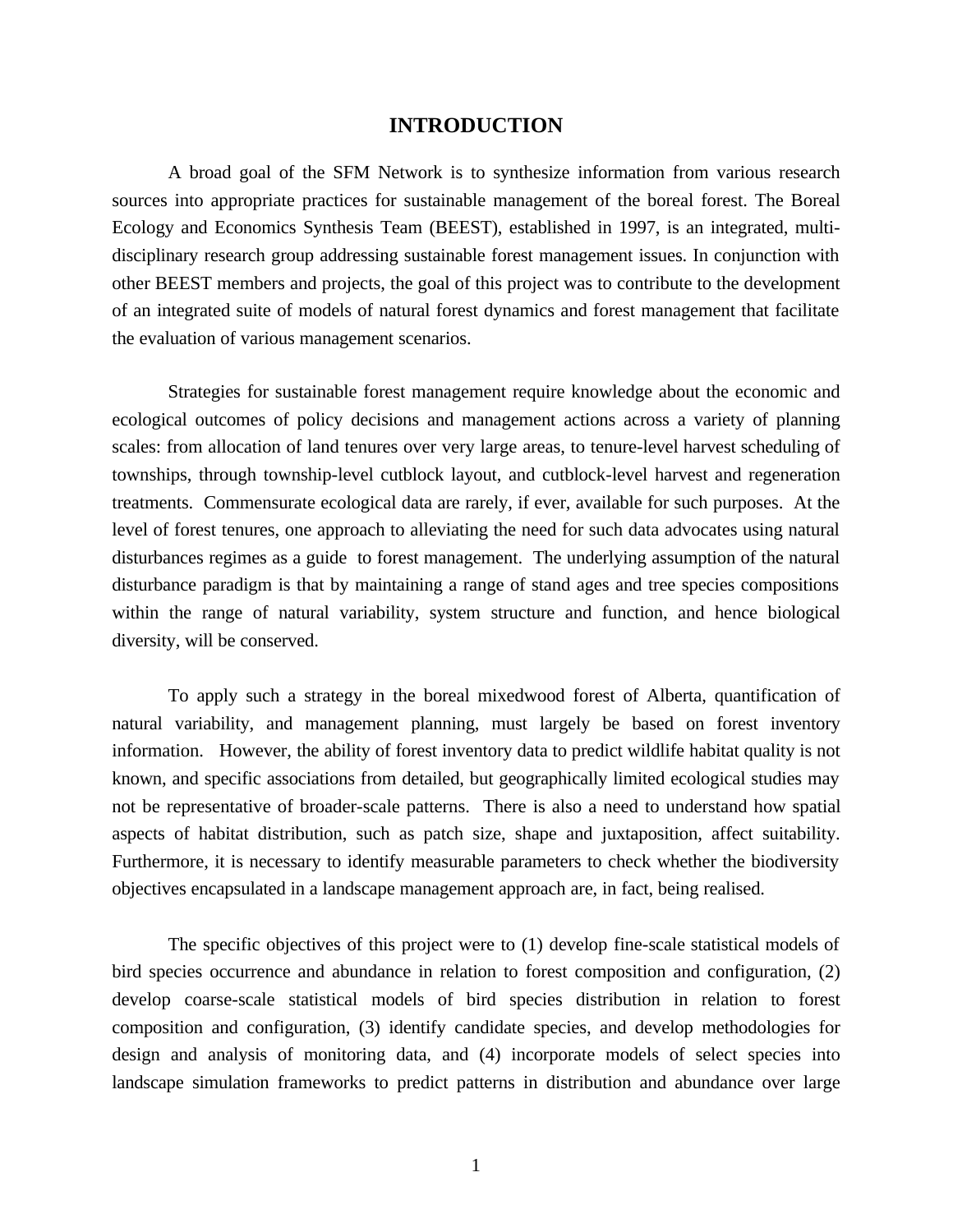# INTRODUCTION

A broad goal of the SFM Network is to synthesize information from various research sources into appropriate practices for sustainable management of the boreal forest. The Boreal Ecology and Economics Synthesis Team (BEEST), established in 1997, is an integrated, multi-disciplinary research group addressing sustainable forest management issues. In conjunction with other BEEST members and projects, the goal of this project was to contribute to the development of an integrated suite of models of natural forest dynamics and forest management that facilitate the evaluation of various management scenarios.

Strategies for sustainable forest management require knowledge about the economic and ecological outcomes of policy decisions and management actions across a variety of planning scales: from allocation of land tenures over very large areas, to tenure-level harvest scheduling of townships, through township-level cutblock layout, and cutblock-level harvest and regeneration treatments. Commensurate ecological data are rarely, if ever, available for such purposes. At the level of forest tenures, one approach to alleviating the need for such data advocates using natural disturbances regimes as a guide to forest management. The underlying assumption of the natural disturbance paradigm is that by maintaining a range of stand ages and tree species compositions within the range of natural variability, system structure and function, and hence biological diversity, will be conserved.

To apply such a strategy in the boreal mixedwood forest of Alberta, quantification of natural variability, and management planning, must largely be based on forest inventory information. However, the ability of forest inventory data to predict wildlife habitat quality is not known, and specific associations from detailed, but geographically limited ecological studies may not be representative of broader-scale patterns. There is also a need to understand how spatial aspects of habitat distribution, such as patch size, shape and juxtaposition, affect suitability. Furthermore, it is necessary to identify measurable parameters to check whether the biodiversity objectives encapsulated in a landscape management approach are, in fact, being realised.

The specific objectives of this project were to (1) develop fine-scale statistical models of bird species occurrence and abundance in relation to forest composition and configuration, (2) develop coarse-scale statistical models of bird species distribution in relation to forest composition and configuration, (3) identify candidate species, and develop methodologies for design and analysis of monitoring data, and (4) incorporate models of select species into landscape simulation frameworks to predict patterns in distribution and abundance over large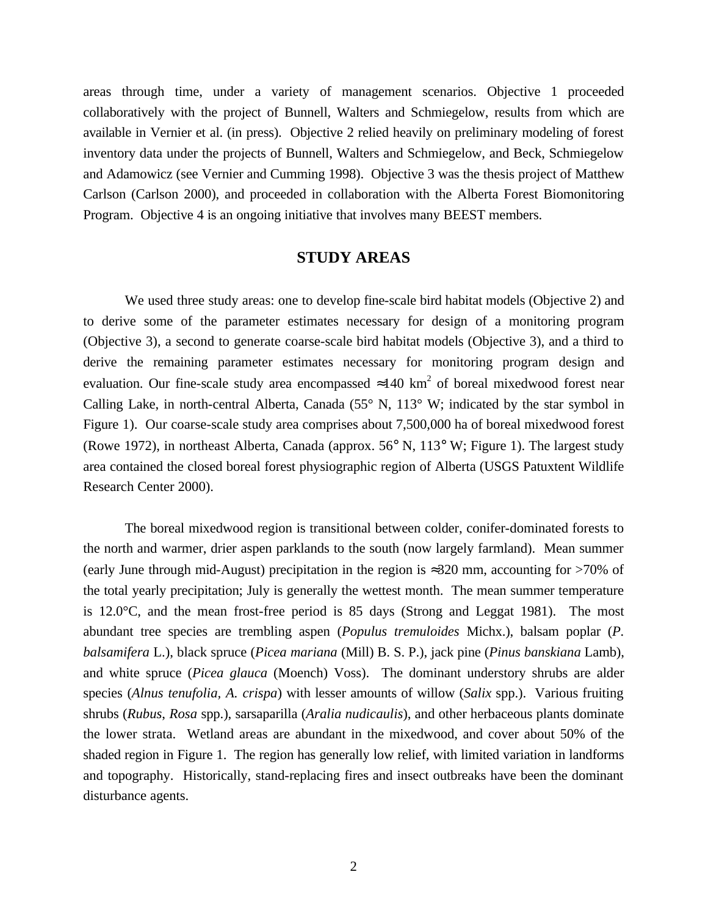areas through time, under a variety of management scenarios. Objective 1 proceeded collaboratively with the project of Bunnell, Walters and Schmiegelow, results from which are available in Vernier et al. (in press). Objective 2 relied heavily on preliminary modeling of forest inventory data under the projects of Bunnell, Walters and Schmiegelow, and Beck, Schmiegelow and Adamowicz (see Vernier and Cumming 1998). Objective 3 was the thesis project of Matthew Carlson (Carlson 2000), and proceeded in collaboration with the Alberta Forest Biomonitoring Program. Objective 4 is an ongoing initiative that involves many BEEST members.

## STUDY AREAS

We used three study areas: one to develop fine-scale bird habitat models (Objective 2) and to derive some of the parameter estimates necessary for design of a monitoring program (Objective 3), a second to generate coarse-scale bird habitat models (Objective 3), and a third to derive the remaining parameter estimates necessary for monitoring program design and evaluation. Our fine-scale study area encompassed ≈140 $km^2$ of boreal mixedwood forest near Calling Lake, in north-central Alberta, Canada (55° N, 113° W; indicated by the star symbol in Figure 1). Our coarse-scale study area comprises about 7,500,000 ha of boreal mixedwood forest (Rowe 1972), in northeast Alberta, Canada (approx. 56° N, 113° W; Figure 1). The largest study area contained the closed boreal forest physiographic region of Alberta (USGS Patuxtent Wildlife Research Center 2000).

The boreal mixedwood region is transitional between colder, conifer-dominated forests to the north and warmer, drier aspen parklands to the south (now largely farmland). Mean summer (early June through mid-August) precipitation in the region is ≈320 mm, accounting for >70% of the total yearly precipitation; July is generally the wettest month. The mean summer temperature is 12.0°C, and the mean frost-free period is 85 days (Strong and Leggat 1981). The most abundant tree species are trembling aspen (*Populus tremuloides* Michx.), balsam poplar (*P. balsamifera* L.), black spruce (*Picea mariana* (Mill) B. S. P.), jack pine (*Pinus banskiana* Lamb), and white spruce (*Picea glauca* (Moench) Voss). The dominant understory shrubs are alder species (*Alnus tenufolia*, *A. crispa*) with lesser amounts of willow (*Salix* spp.). Various fruiting shrubs (*Rubus*, *Rosa* spp.), sarsaparilla (*Aralia nudicaulis*), and other herbaceous plants dominate the lower strata. Wetland areas are abundant in the mixedwood, and cover about 50% of the shaded region in Figure 1. The region has generally low relief, with limited variation in landforms and topography. Historically, stand-replacing fires and insect outbreaks have been the dominant disturbance agents.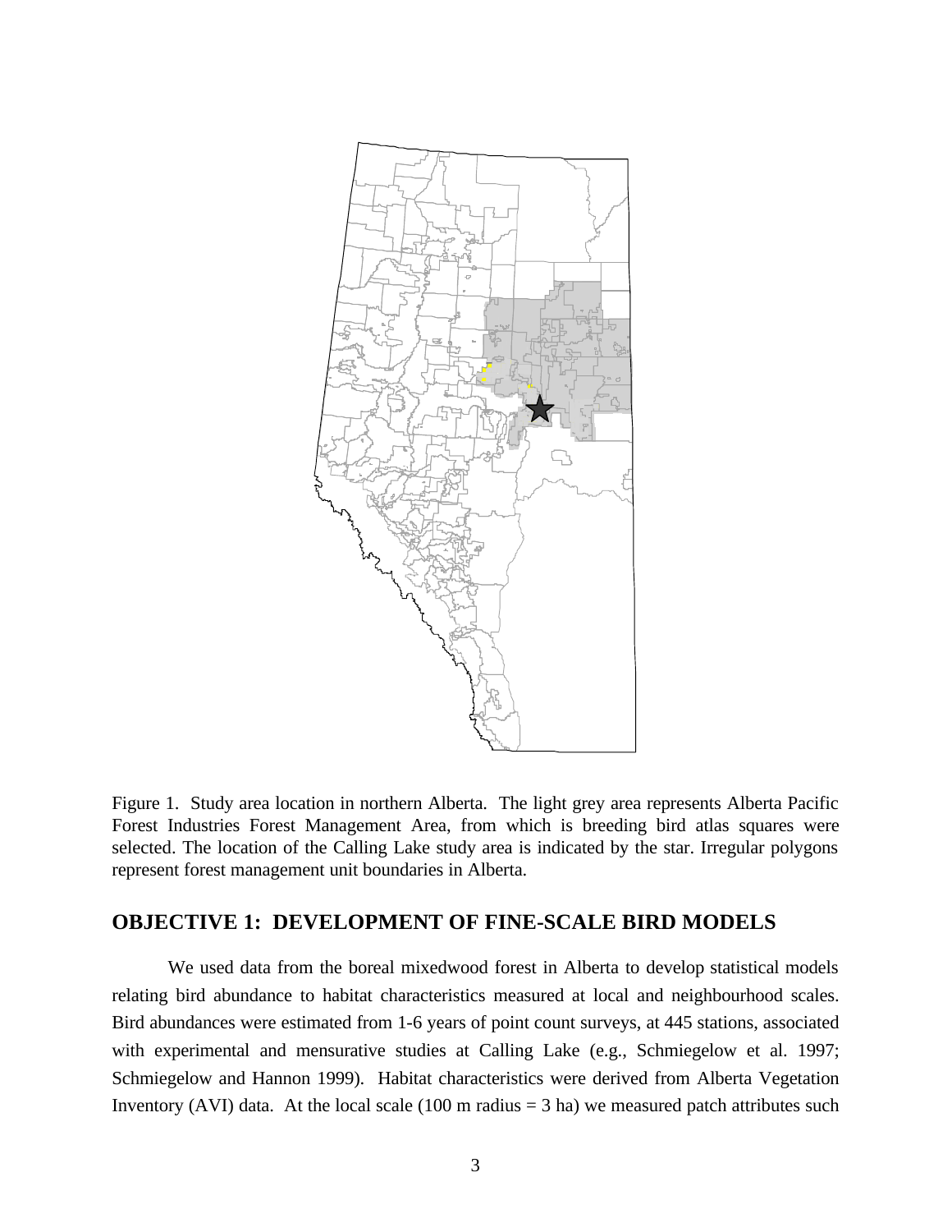Figure 1. Study area location in northern Alberta. The light grey area represents Alberta Pacific Forest Industries Forest Management Area, from which is breeding bird atlas squares were selected. The location of the Calling Lake study area is indicated by the star. Irregular polygons represent forest management unit boundaries in Alberta.

## OBJECTIVE 1: DEVELOPMENT OF FINE-SCALE BIRD MODELS

We used data from the boreal mixedwood forest in Alberta to develop statistical models relating bird abundance to habitat characteristics measured at local and neighbourhood scales. Bird abundances were estimated from 1-6 years of point count surveys, at 445 stations, associated with experimental and mensurative studies at Calling Lake (e.g., Schmiegelow et al. 1997; Schmiegelow and Hannon 1999). Habitat characteristics were derived from Alberta Vegetation Inventory (AVI) data. At the local scale (100 m radius = 3 ha) we measured patch attributes such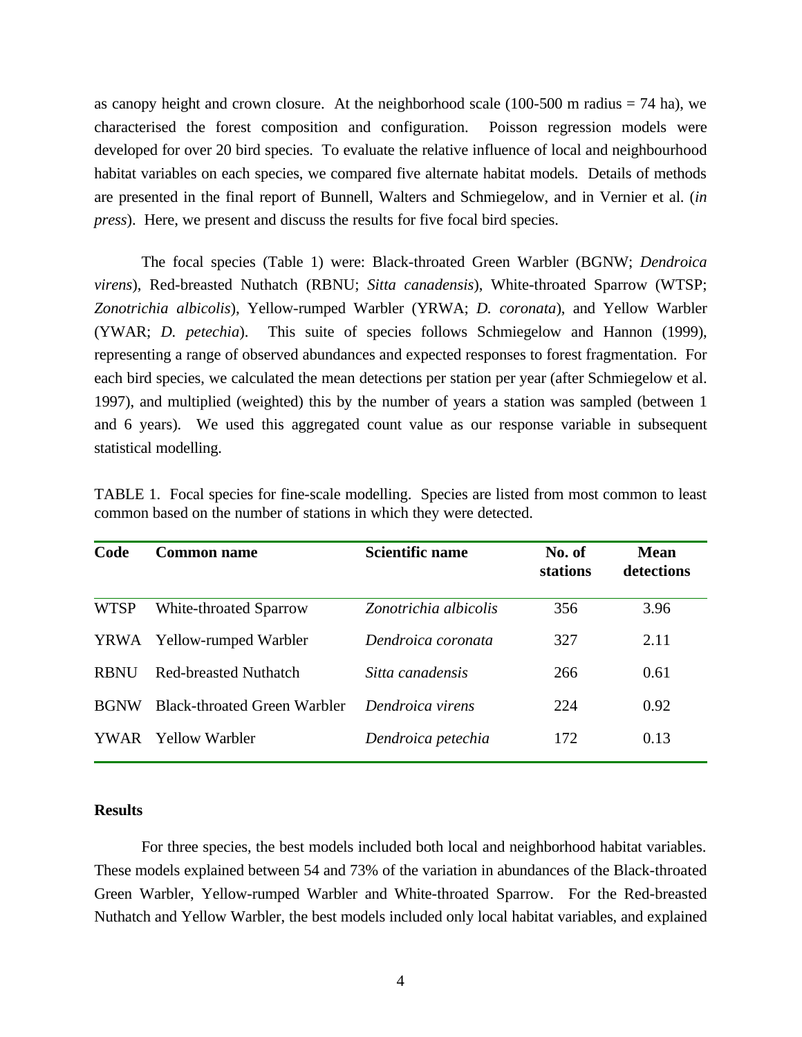as canopy height and crown closure. At the neighborhood scale (100-500 m radius = 74 ha), we characterised the forest composition and configuration. Poisson regression models were developed for over 20 bird species. To evaluate the relative influence of local and neighbourhood habitat variables on each species, we compared five alternate habitat models. Details of methods are presented in the final report of Bunnell, Walters and Schmiegelow, and in Vernier et al. (*in press*). Here, we present and discuss the results for five focal bird species.

The focal species (Table 1) were: Black-throated Green Warbler (BGNW; *Dendroica virens*), Red-breasted Nuthatch (RBNU; *Sitta canadensis*), White-throated Sparrow (WTSP; *Zonotrichia albicolis*), Yellow-rumped Warbler (YRWA; *D. coronata*), and Yellow Warbler (YWAR; *D. petechia*). This suite of species follows Schmiegelow and Hannon (1999), representing a range of observed abundances and expected responses to forest fragmentation. For each bird species, we calculated the mean detections per station per year (after Schmiegelow et al. 1997), and multiplied (weighted) this by the number of years a station was sampled (between 1 and 6 years). We used this aggregated count value as our response variable in subsequent statistical modelling.

TABLE 1. Focal species for fine-scale modelling. Species are listed from most common to least common based on the number of stations in which they were detected.

| Code | Common name | Scientific name | No. of stations | Mean detections |
|---|---|---|---|---|
| WTSP | White-throated Sparrow | *Zonotrichia albicolis* | 356 | 3.96 |
| YRWA | Yellow-rumped Warbler | *Dendroica coronata* | 327 | 2.11 |
| RBNU | Red-breasted Nuthatch | *Sitta canadensis* | 266 | 0.61 |
| BGNW | Black-throated Green Warbler | *Dendroica virens* | 224 | 0.92 |
| YWAR | Yellow Warbler | *Dendroica petechia* | 172 | 0.13 |

## Results

For three species, the best models included both local and neighborhood habitat variables. These models explained between 54 and 73% of the variation in abundances of the Black-throated Green Warbler, Yellow-rumped Warbler and White-throated Sparrow. For the Red-breasted Nuthatch and Yellow Warbler, the best models included only local habitat variables, and explained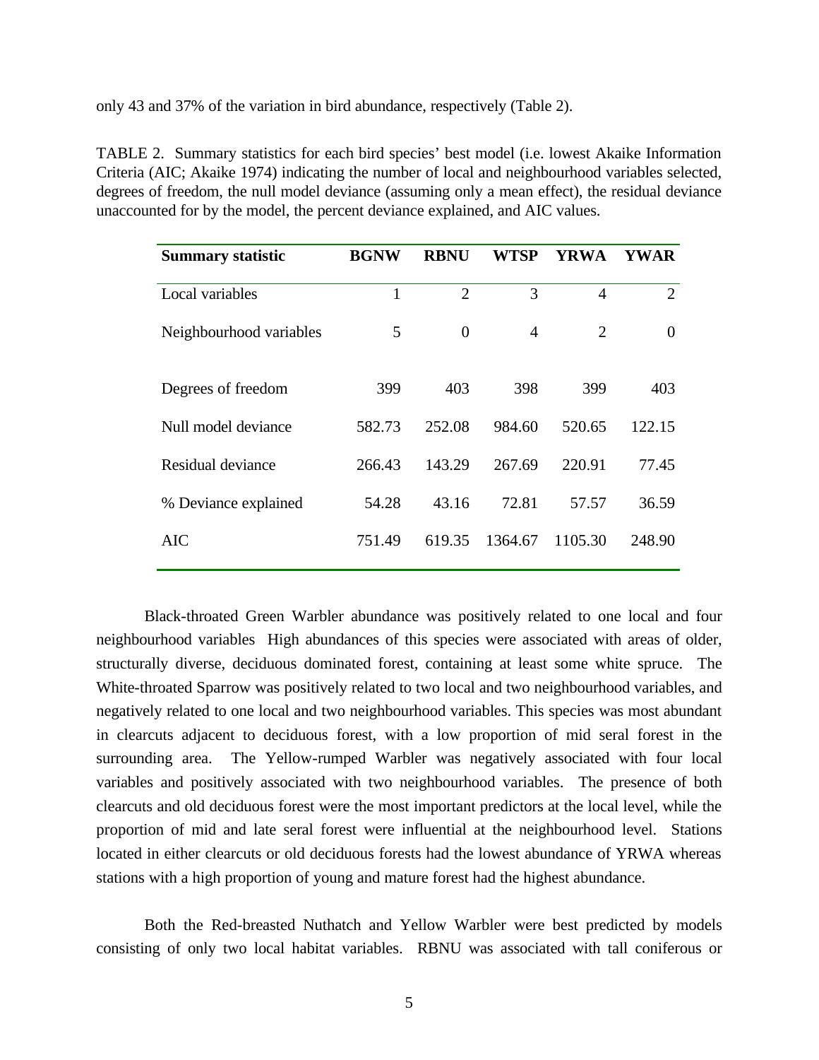only 43 and 37% of the variation in bird abundance, respectively (Table 2).

TABLE 2. Summary statistics for each bird species' best model (i.e. lowest Akaike Information Criteria (AIC; Akaike 1974) indicating the number of local and neighbourhood variables selected, degrees of freedom, the null model deviance (assuming only a mean effect), the residual deviance unaccounted for by the model, the percent deviance explained, and AIC values.

| **Summary statistic** | **BGNW** | **RBNU** | **WTSP** | **YRWA** | **YWAR** |
|---|---|---|---|---|---|
| Local variables | 1 | 2 | 3 | 4 | 2 |
| Neighbourhood variables | 5 | 0 | 4 | 2 | 0 |
| Degrees of freedom | 399 | 403 | 398 | 399 | 403 |
| Null model deviance | 582.73 | 252.08 | 984.60 | 520.65 | 122.15 |
| Residual deviance | 266.43 | 143.29 | 267.69 | 220.91 | 77.45 |
| % Deviance explained | 54.28 | 43.16 | 72.81 | 57.57 | 36.59 |
| AIC | 751.49 | 619.35 | 1364.67 | 1105.30 | 248.90 |

Black-throated Green Warbler abundance was positively related to one local and four neighbourhood variables High abundances of this species were associated with areas of older, structurally diverse, deciduous dominated forest, containing at least some white spruce. The White-throated Sparrow was positively related to two local and two neighbourhood variables, and negatively related to one local and two neighbourhood variables. This species was most abundant in clearcuts adjacent to deciduous forest, with a low proportion of mid seral forest in the surrounding area. The Yellow-rumped Warbler was negatively associated with four local variables and positively associated with two neighbourhood variables. The presence of both clearcuts and old deciduous forest were the most important predictors at the local level, while the proportion of mid and late seral forest were influential at the neighbourhood level. Stations located in either clearcuts or old deciduous forests had the lowest abundance of YRWA whereas stations with a high proportion of young and mature forest had the highest abundance.

Both the Red-breasted Nuthatch and Yellow Warbler were best predicted by models consisting of only two local habitat variables. RBNU was associated with tall coniferous or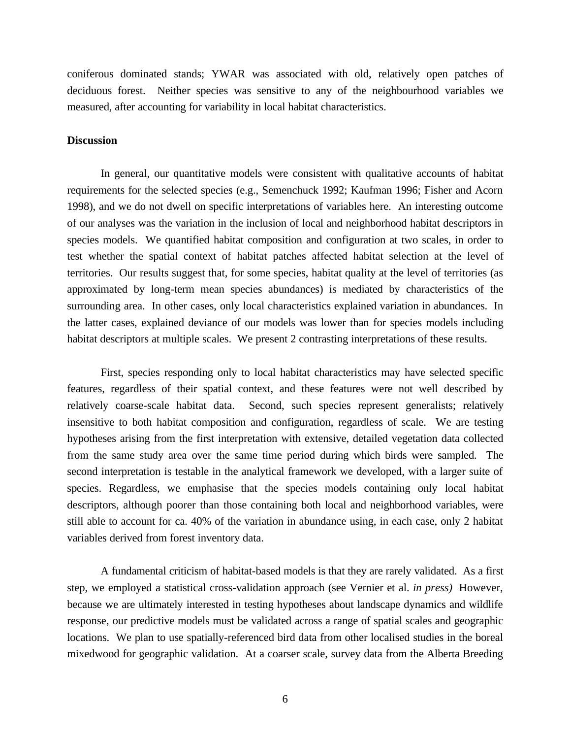coniferous dominated stands; YWAR was associated with old, relatively open patches of deciduous forest. Neither species was sensitive to any of the neighbourhood variables we measured, after accounting for variability in local habitat characteristics.

## Discussion

In general, our quantitative models were consistent with qualitative accounts of habitat requirements for the selected species (e.g., Semenchuck 1992; Kaufman 1996; Fisher and Acorn 1998), and we do not dwell on specific interpretations of variables here. An interesting outcome of our analyses was the variation in the inclusion of local and neighborhood habitat descriptors in species models. We quantified habitat composition and configuration at two scales, in order to test whether the spatial context of habitat patches affected habitat selection at the level of territories. Our results suggest that, for some species, habitat quality at the level of territories (as approximated by long-term mean species abundances) is mediated by characteristics of the surrounding area. In other cases, only local characteristics explained variation in abundances. In the latter cases, explained deviance of our models was lower than for species models including habitat descriptors at multiple scales. We present 2 contrasting interpretations of these results.

First, species responding only to local habitat characteristics may have selected specific features, regardless of their spatial context, and these features were not well described by relatively coarse-scale habitat data. Second, such species represent generalists; relatively insensitive to both habitat composition and configuration, regardless of scale. We are testing hypotheses arising from the first interpretation with extensive, detailed vegetation data collected from the same study area over the same time period during which birds were sampled. The second interpretation is testable in the analytical framework we developed, with a larger suite of species. Regardless, we emphasise that the species models containing only local habitat descriptors, although poorer than those containing both local and neighborhood variables, were still able to account for ca. 40% of the variation in abundance using, in each case, only 2 habitat variables derived from forest inventory data.

A fundamental criticism of habitat-based models is that they are rarely validated. As a first step, we employed a statistical cross-validation approach (see Vernier et al. *in press)* However, because we are ultimately interested in testing hypotheses about landscape dynamics and wildlife response, our predictive models must be validated across a range of spatial scales and geographic locations. We plan to use spatially-referenced bird data from other localised studies in the boreal mixedwood for geographic validation. At a coarser scale, survey data from the Alberta Breeding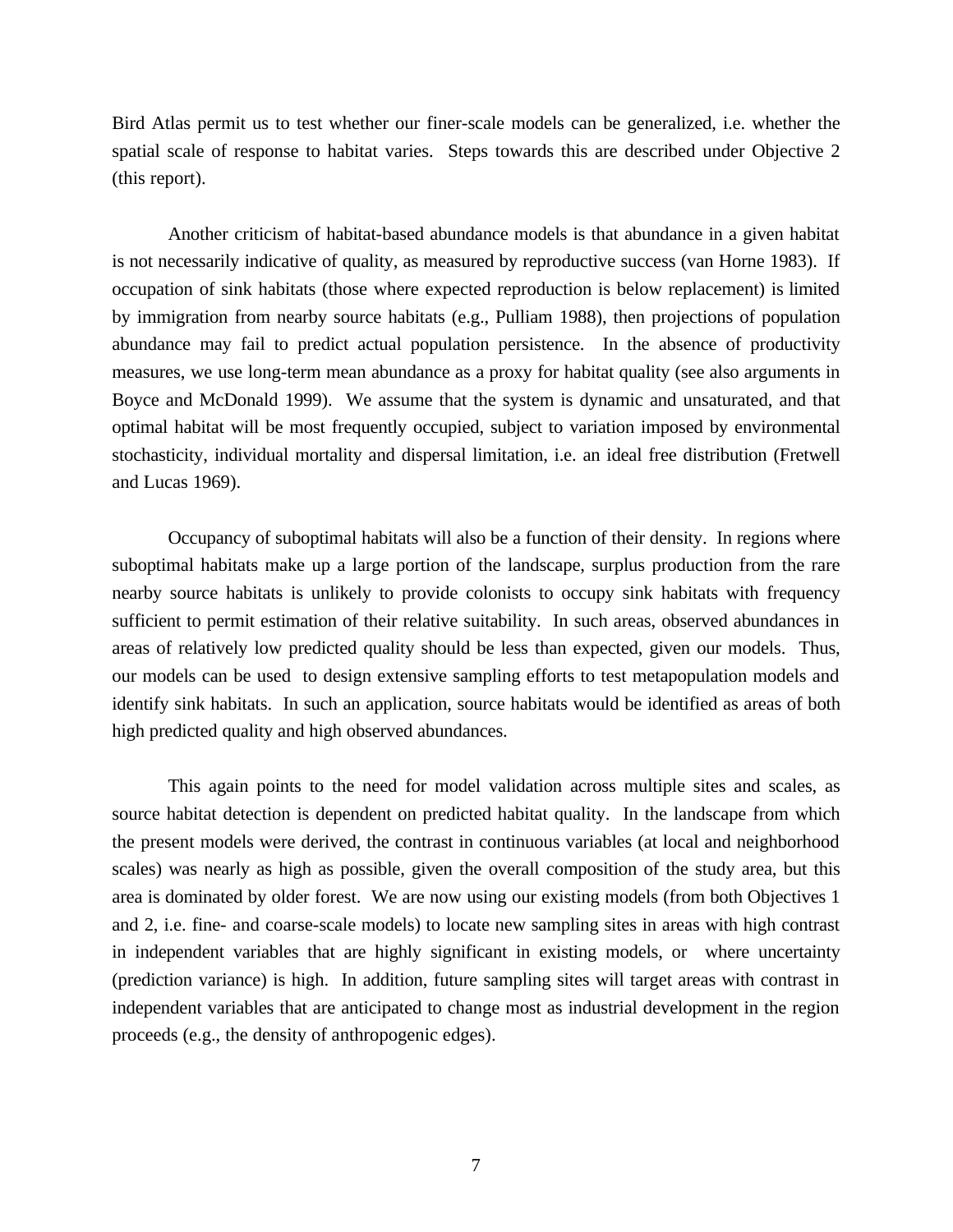Bird Atlas permit us to test whether our finer-scale models can be generalized, i.e. whether the spatial scale of response to habitat varies. Steps towards this are described under Objective 2 (this report).

Another criticism of habitat-based abundance models is that abundance in a given habitat is not necessarily indicative of quality, as measured by reproductive success (van Horne 1983). If occupation of sink habitats (those where expected reproduction is below replacement) is limited by immigration from nearby source habitats (e.g., Pulliam 1988), then projections of population abundance may fail to predict actual population persistence. In the absence of productivity measures, we use long-term mean abundance as a proxy for habitat quality (see also arguments in Boyce and McDonald 1999). We assume that the system is dynamic and unsaturated, and that optimal habitat will be most frequently occupied, subject to variation imposed by environmental stochasticity, individual mortality and dispersal limitation, i.e. an ideal free distribution (Fretwell and Lucas 1969).

Occupancy of suboptimal habitats will also be a function of their density. In regions where suboptimal habitats make up a large portion of the landscape, surplus production from the rare nearby source habitats is unlikely to provide colonists to occupy sink habitats with frequency sufficient to permit estimation of their relative suitability. In such areas, observed abundances in areas of relatively low predicted quality should be less than expected, given our models. Thus, our models can be used to design extensive sampling efforts to test metapopulation models and identify sink habitats. In such an application, source habitats would be identified as areas of both high predicted quality and high observed abundances.

This again points to the need for model validation across multiple sites and scales, as source habitat detection is dependent on predicted habitat quality. In the landscape from which the present models were derived, the contrast in continuous variables (at local and neighborhood scales) was nearly as high as possible, given the overall composition of the study area, but this area is dominated by older forest. We are now using our existing models (from both Objectives 1 and 2, i.e. fine- and coarse-scale models) to locate new sampling sites in areas with high contrast in independent variables that are highly significant in existing models, or where uncertainty (prediction variance) is high. In addition, future sampling sites will target areas with contrast in independent variables that are anticipated to change most as industrial development in the region proceeds (e.g., the density of anthropogenic edges).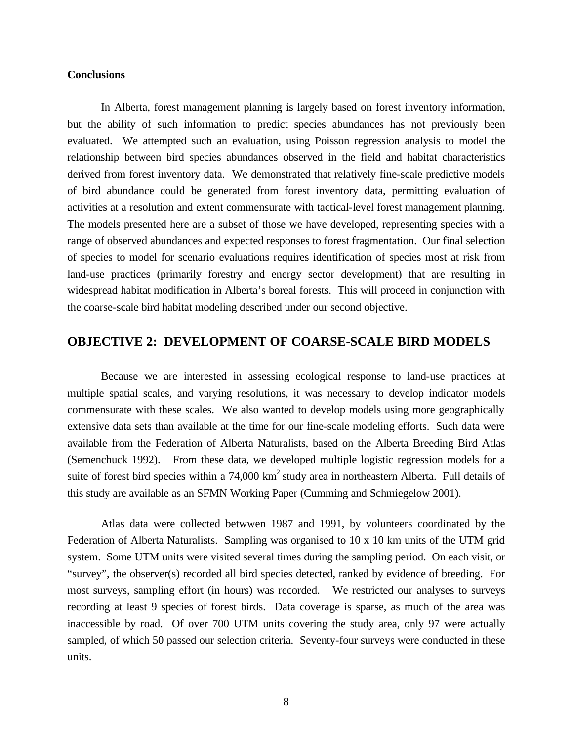### Conclusions

In Alberta, forest management planning is largely based on forest inventory information, but the ability of such information to predict species abundances has not previously been evaluated. We attempted such an evaluation, using Poisson regression analysis to model the relationship between bird species abundances observed in the field and habitat characteristics derived from forest inventory data. We demonstrated that relatively fine-scale predictive models of bird abundance could be generated from forest inventory data, permitting evaluation of activities at a resolution and extent commensurate with tactical-level forest management planning. The models presented here are a subset of those we have developed, representing species with a range of observed abundances and expected responses to forest fragmentation. Our final selection of species to model for scenario evaluations requires identification of species most at risk from land-use practices (primarily forestry and energy sector development) that are resulting in widespread habitat modification in Alberta's boreal forests. This will proceed in conjunction with the coarse-scale bird habitat modeling described under our second objective.

## OBJECTIVE 2: DEVELOPMENT OF COARSE-SCALE BIRD MODELS

Because we are interested in assessing ecological response to land-use practices at multiple spatial scales, and varying resolutions, it was necessary to develop indicator models commensurate with these scales. We also wanted to develop models using more geographically extensive data sets than available at the time for our fine-scale modeling efforts. Such data were available from the Federation of Alberta Naturalists, based on the Alberta Breeding Bird Atlas (Semenchuck 1992). From these data, we developed multiple logistic regression models for a suite of forest bird species within a 74,000 km$^2$ study area in northeastern Alberta. Full details of this study are available as an SFMN Working Paper (Cumming and Schmiegelow 2001).

Atlas data were collected betwwen 1987 and 1991, by volunteers coordinated by the Federation of Alberta Naturalists. Sampling was organised to 10 x 10 km units of the UTM grid system. Some UTM units were visited several times during the sampling period. On each visit, or "survey", the observer(s) recorded all bird species detected, ranked by evidence of breeding. For most surveys, sampling effort (in hours) was recorded. We restricted our analyses to surveys recording at least 9 species of forest birds. Data coverage is sparse, as much of the area was inaccessible by road. Of over 700 UTM units covering the study area, only 97 were actually sampled, of which 50 passed our selection criteria. Seventy-four surveys were conducted in these units.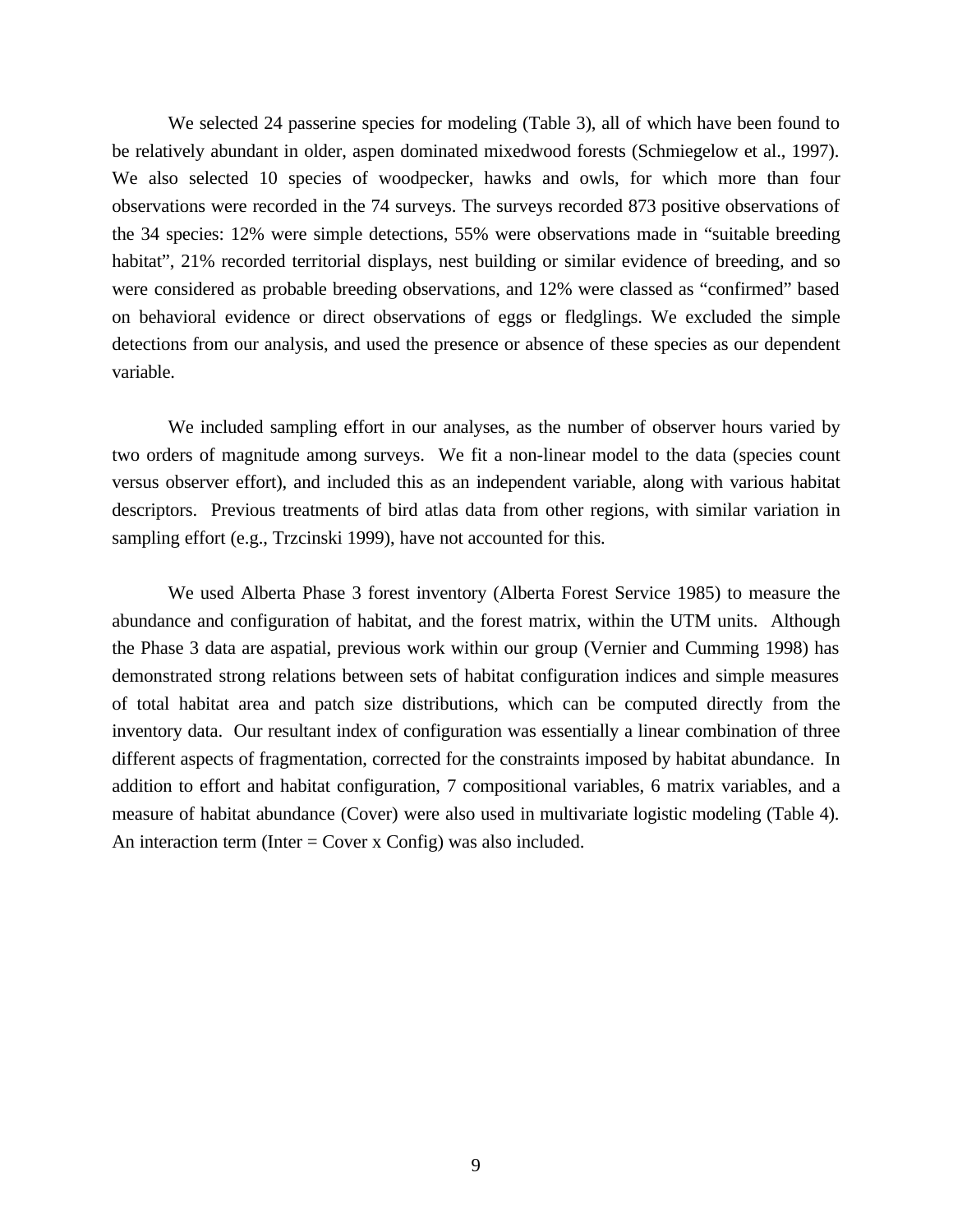We selected 24 passerine species for modeling (Table 3), all of which have been found to be relatively abundant in older, aspen dominated mixedwood forests (Schmiegelow et al., 1997). We also selected 10 species of woodpecker, hawks and owls, for which more than four observations were recorded in the 74 surveys. The surveys recorded 873 positive observations of the 34 species: 12% were simple detections, 55% were observations made in "suitable breeding habitat", 21% recorded territorial displays, nest building or similar evidence of breeding, and so were considered as probable breeding observations, and 12% were classed as "confirmed" based on behavioral evidence or direct observations of eggs or fledglings. We excluded the simple detections from our analysis, and used the presence or absence of these species as our dependent variable.

We included sampling effort in our analyses, as the number of observer hours varied by two orders of magnitude among surveys. We fit a non-linear model to the data (species count versus observer effort), and included this as an independent variable, along with various habitat descriptors. Previous treatments of bird atlas data from other regions, with similar variation in sampling effort (e.g., Trzcinski 1999), have not accounted for this.

We used Alberta Phase 3 forest inventory (Alberta Forest Service 1985) to measure the abundance and configuration of habitat, and the forest matrix, within the UTM units. Although the Phase 3 data are aspatial, previous work within our group (Vernier and Cumming 1998) has demonstrated strong relations between sets of habitat configuration indices and simple measures of total habitat area and patch size distributions, which can be computed directly from the inventory data. Our resultant index of configuration was essentially a linear combination of three different aspects of fragmentation, corrected for the constraints imposed by habitat abundance. In addition to effort and habitat configuration, 7 compositional variables, 6 matrix variables, and a measure of habitat abundance (Cover) were also used in multivariate logistic modeling (Table 4). An interaction term (Inter = Cover x Config) was also included.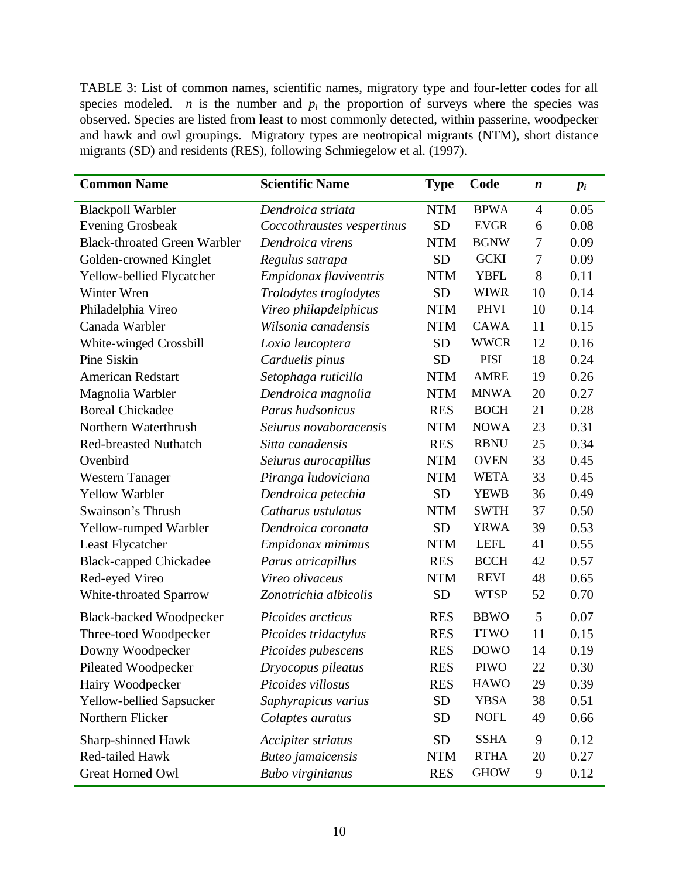TABLE 3: List of common names, scientific names, migratory type and four-letter codes for all species modeled. $n$ is the number and $p_i$ the proportion of surveys where the species was observed. Species are listed from least to most commonly detected, within passerine, woodpecker and hawk and owl groupings. Migratory types are neotropical migrants (NTM), short distance migrants (SD) and residents (RES), following Schmiegelow et al. (1997).

| Common Name | Scientific Name | Type | Code | $n$ | $p_i$ |
|---|---|---|---|---|---|
| Blackpoll Warbler | *Dendroica striata* | NTM | BPWA | 4 | 0.05 |
| Evening Grosbeak | *Coccothraustes vespertinus* | SD | EVGR | 6 | 0.08 |
| Black-throated Green Warbler | *Dendroica virens* | NTM | BGNW | 7 | 0.09 |
| Golden-crowned Kinglet | *Regulus satrapa* | SD | GCKI | 7 | 0.09 |
| Yellow-bellied Flycatcher | *Empidonax flaviventris* | NTM | YBFL | 8 | 0.11 |
| Winter Wren | *Trolodytes troglodytes* | SD | WIWR | 10 | 0.14 |
| Philadelphia Vireo | *Vireo philapdelphicus* | NTM | PHVI | 10 | 0.14 |
| Canada Warbler | *Wilsonia canadensis* | NTM | CAWA | 11 | 0.15 |
| White-winged Crossbill | *Loxia leucoptera* | SD | WWCR | 12 | 0.16 |
| Pine Siskin | *Carduelis pinus* | SD | PISI | 18 | 0.24 |
| American Redstart | *Setophaga ruticilla* | NTM | AMRE | 19 | 0.26 |
| Magnolia Warbler | *Dendroica magnolia* | NTM | MNWA | 20 | 0.27 |
| Boreal Chickadee | *Parus hudsonicus* | RES | BOCH | 21 | 0.28 |
| Northern Waterthrush | *Seiurus novaboracensis* | NTM | NOWA | 23 | 0.31 |
| Red-breasted Nuthatch | *Sitta canadensis* | RES | RBNU | 25 | 0.34 |
| Ovenbird | *Seiurus aurocapillus* | NTM | OVEN | 33 | 0.45 |
| Western Tanager | *Piranga ludoviciana* | NTM | WETA | 33 | 0.45 |
| Yellow Warbler | *Dendroica petechia* | SD | YEWB | 36 | 0.49 |
| Swainson's Thrush | *Catharus ustulatus* | NTM | SWTH | 37 | 0.50 |
| Yellow-rumped Warbler | *Dendroica coronata* | SD | YRWA | 39 | 0.53 |
| Least Flycatcher | *Empidonax minimus* | NTM | LEFL | 41 | 0.55 |
| Black-capped Chickadee | *Parus atricapillus* | RES | BCCH | 42 | 0.57 |
| Red-eyed Vireo | *Vireo olivaceus* | NTM | REVI | 48 | 0.65 |
| White-throated Sparrow | *Zonotrichia albicolis* | SD | WTSP | 52 | 0.70 |
| Black-backed Woodpecker | *Picoides arcticus* | RES | BBWO | 5 | 0.07 |
| Three-toed Woodpecker | *Picoides tridactylus* | RES | TTWO | 11 | 0.15 |
| Downy Woodpecker | *Picoides pubescens* | RES | DOWO | 14 | 0.19 |
| Pileated Woodpecker | *Dryocopus pileatus* | RES | PIWO | 22 | 0.30 |
| Hairy Woodpecker | *Picoides villosus* | RES | HAWO | 29 | 0.39 |
| Yellow-bellied Sapsucker | *Saphyrapicus varius* | SD | YBSA | 38 | 0.51 |
| Northern Flicker | *Colaptes auratus* | SD | NOFL | 49 | 0.66 |
| Sharp-shinned Hawk | *Accipiter striatus* | SD | SSHA | 9 | 0.12 |
| Red-tailed Hawk | *Buteo jamaicensis* | NTM | RTHA | 20 | 0.27 |
| Great Horned Owl | *Bubo virginianus* | RES | GHOW | 9 | 0.12 |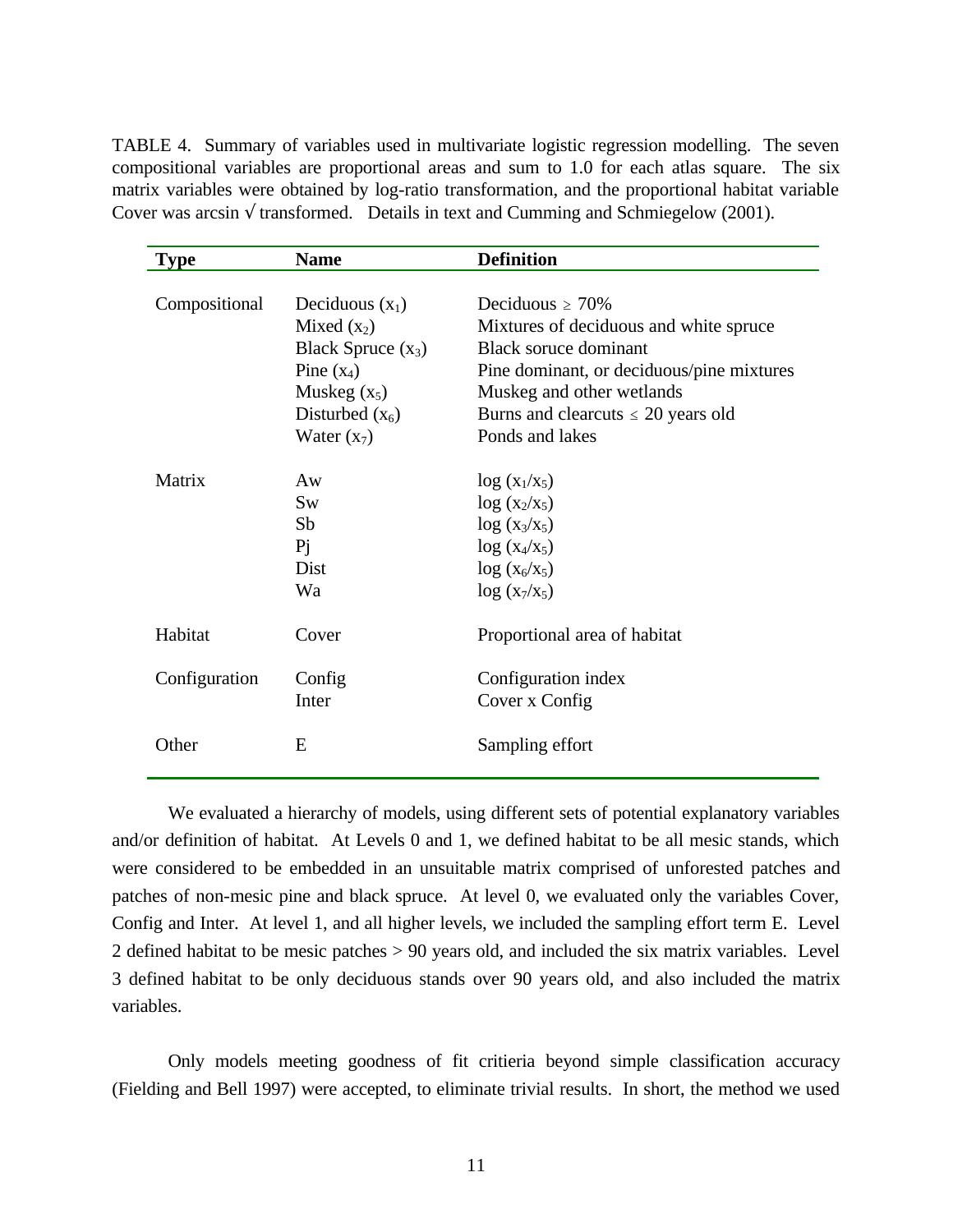TABLE 4. Summary of variables used in multivariate logistic regression modelling. The seven compositional variables are proportional areas and sum to 1.0 for each atlas square. The six matrix variables were obtained by log-ratio transformation, and the proportional habitat variable Cover was arcsin √ transformed. Details in text and Cumming and Schmiegelow (2001).

| Type | Name | Definition |
|---|---|---|
| Compositional | Deciduous ($x_1$) | Deciduous $\geq$ 70% |
| | Mixed ($x_2$) | Mixtures of deciduous and white spruce |
| | Black Spruce ($x_3$) | Black soruce dominant |
| | Pine ($x_4$) | Pine dominant, or deciduous/pine mixtures |
| | Muskeg ($x_5$) | Muskeg and other wetlands |
| | Disturbed ($x_6$) | Burns and clearcuts $\leq$ 20 years old |
| | Water ($x_7$) | Ponds and lakes |
| Matrix | Aw | $\log(x_1/x_5)$ |
| | Sw | $\log(x_2/x_5)$ |
| | Sb | $\log(x_3/x_5)$ |
| | Pj | $\log(x_4/x_5)$ |
| | Dist | $\log(x_6/x_5)$ |
| | Wa | $\log(x_7/x_5)$ |
| Habitat | Cover | Proportional area of habitat |
| Configuration | Config | Configuration index |
| | Inter | Cover x Config |
| Other | E | Sampling effort |

We evaluated a hierarchy of models, using different sets of potential explanatory variables and/or definition of habitat. At Levels 0 and 1, we defined habitat to be all mesic stands, which were considered to be embedded in an unsuitable matrix comprised of unforested patches and patches of non-mesic pine and black spruce. At level 0, we evaluated only the variables Cover, Config and Inter. At level 1, and all higher levels, we included the sampling effort term E. Level 2 defined habitat to be mesic patches > 90 years old, and included the six matrix variables. Level 3 defined habitat to be only deciduous stands over 90 years old, and also included the matrix variables.

Only models meeting goodness of fit critieria beyond simple classification accuracy (Fielding and Bell 1997) were accepted, to eliminate trivial results. In short, the method we used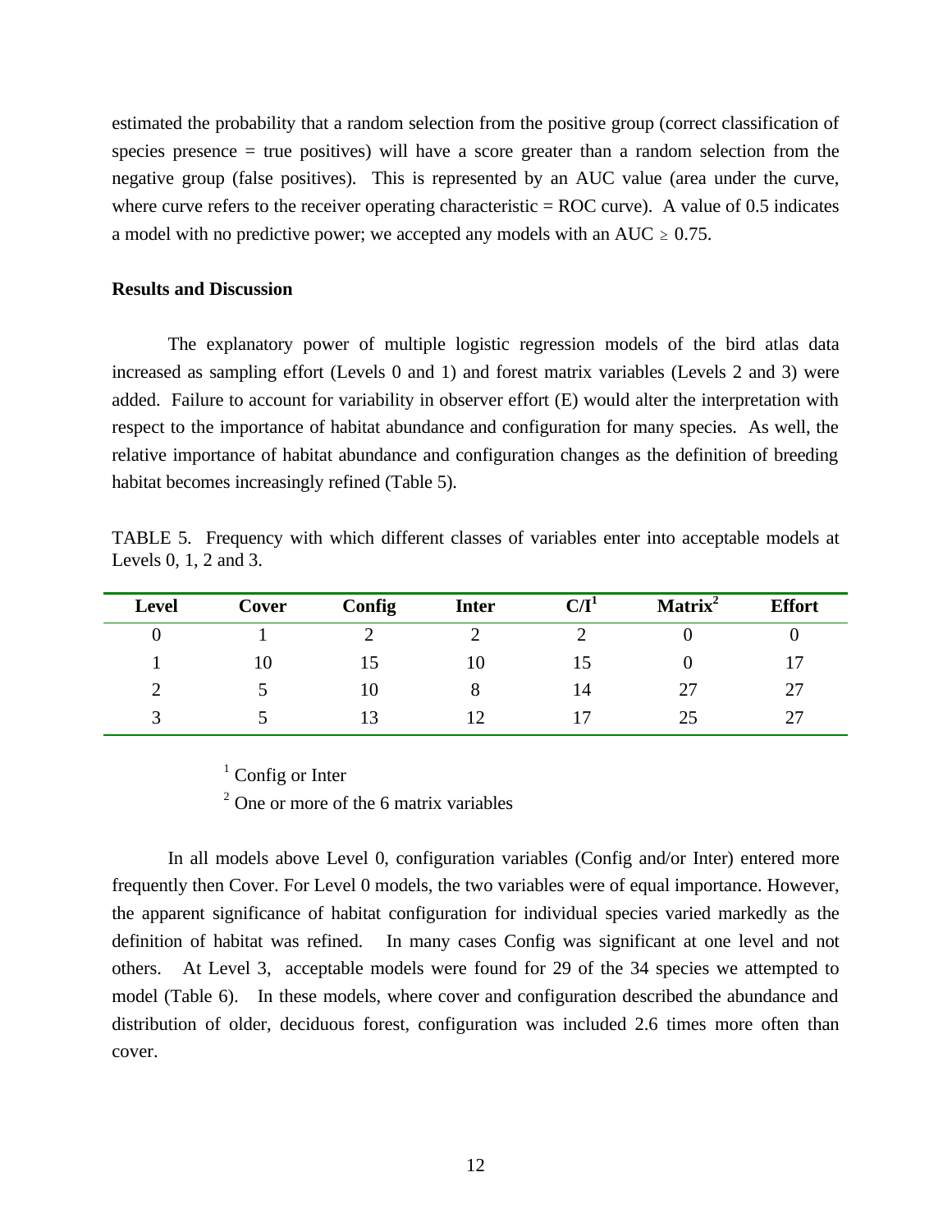estimated the probability that a random selection from the positive group (correct classification of species presence = true positives) will have a score greater than a random selection from the negative group (false positives). This is represented by an AUC value (area under the curve, where curve refers to the receiver operating characteristic = ROC curve). A value of 0.5 indicates a model with no predictive power; we accepted any models with an AUC $\geq$ 0.75.

**Results and Discussion**

The explanatory power of multiple logistic regression models of the bird atlas data increased as sampling effort (Levels 0 and 1) and forest matrix variables (Levels 2 and 3) were added. Failure to account for variability in observer effort (E) would alter the interpretation with respect to the importance of habitat abundance and configuration for many species. As well, the relative importance of habitat abundance and configuration changes as the definition of breeding habitat becomes increasingly refined (Table 5).

TABLE 5. Frequency with which different classes of variables enter into acceptable models at Levels 0, 1, 2 and 3.

| Level | Cover | Config | Inter | C/I[1] | Matrix[2] | Effort |
|---|---|---|---|---|---|---|
| 0 | 1 | 2 | 2 | 2 | 0 | 0 |
| 1 | 10 | 15 | 10 | 15 | 0 | 17 |
| 2 | 5 | 10 | 8 | 14 | 27 | 27 |
| 3 | 5 | 13 | 12 | 17 | 25 | 27 |

[1] Config or Inter

[2] One or more of the 6 matrix variables

In all models above Level 0, configuration variables (Config and/or Inter) entered more frequently then Cover. For Level 0 models, the two variables were of equal importance. However, the apparent significance of habitat configuration for individual species varied markedly as the definition of habitat was refined. In many cases Config was significant at one level and not others. At Level 3, acceptable models were found for 29 of the 34 species we attempted to model (Table 6). In these models, where cover and configuration described the abundance and distribution of older, deciduous forest, configuration was included 2.6 times more often than cover.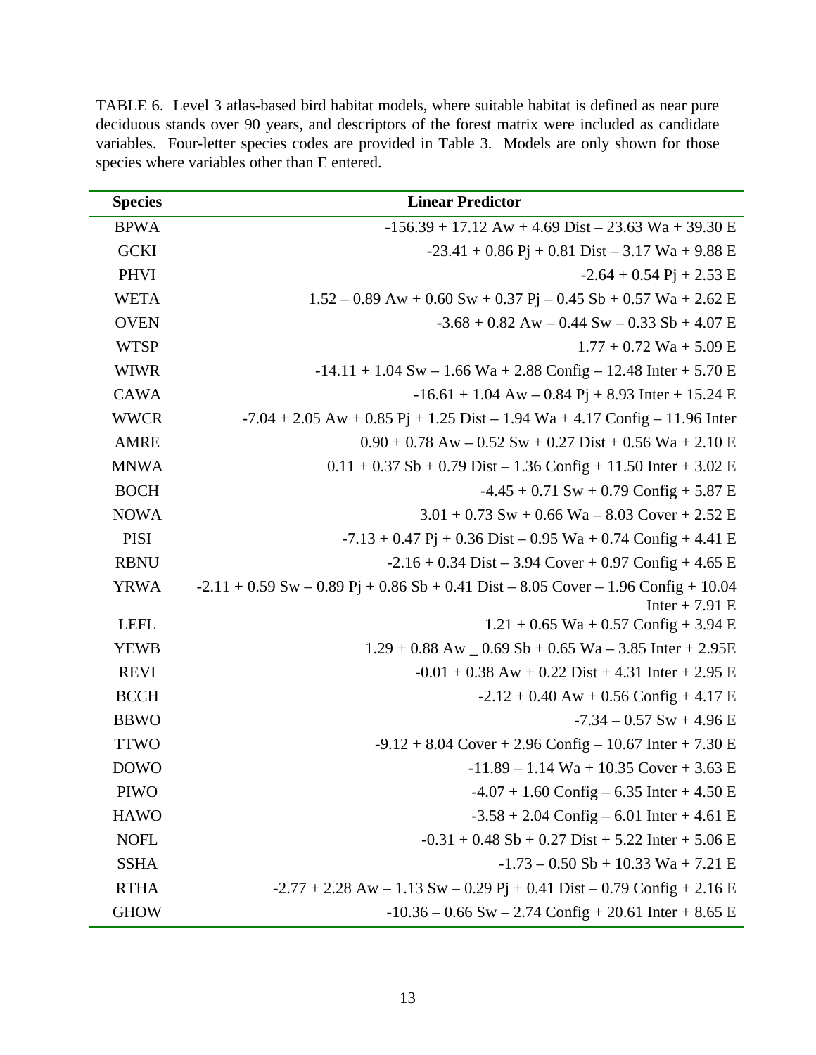TABLE 6. Level 3 atlas-based bird habitat models, where suitable habitat is defined as near pure deciduous stands over 90 years, and descriptors of the forest matrix were included as candidate variables. Four-letter species codes are provided in Table 3. Models are only shown for those species where variables other than E entered.

| Species | Linear Predictor |
|---|---|
| BPWA | -156.39 + 17.12 Aw + 4.69 Dist – 23.63 Wa + 39.30 E |
| GCKI | -23.41 + 0.86 Pj + 0.81 Dist – 3.17 Wa + 9.88 E |
| PHVI | -2.64 + 0.54 Pj + 2.53 E |
| WETA | 1.52 – 0.89 Aw + 0.60 Sw + 0.37 Pj – 0.45 Sb + 0.57 Wa + 2.62 E |
| OVEN | -3.68 + 0.82 Aw – 0.44 Sw – 0.33 Sb + 4.07 E |
| WTSP | 1.77 + 0.72 Wa + 5.09 E |
| WIWR | -14.11 + 1.04 Sw – 1.66 Wa + 2.88 Config – 12.48 Inter + 5.70 E |
| CAWA | -16.61 + 1.04 Aw – 0.84 Pj + 8.93 Inter + 15.24 E |
| WWCR | -7.04 + 2.05 Aw + 0.85 Pj + 1.25 Dist – 1.94 Wa + 4.17 Config – 11.96 Inter |
| AMRE | 0.90 + 0.78 Aw – 0.52 Sw + 0.27 Dist + 0.56 Wa + 2.10 E |
| MNWA | 0.11 + 0.37 Sb + 0.79 Dist – 1.36 Config + 11.50 Inter + 3.02 E |
| BOCH | -4.45 + 0.71 Sw + 0.79 Config + 5.87 E |
| NOWA | 3.01 + 0.73 Sw + 0.66 Wa – 8.03 Cover + 2.52 E |
| PISI | -7.13 + 0.47 Pj + 0.36 Dist – 0.95 Wa + 0.74 Config + 4.41 E |
| RBNU | -2.16 + 0.34 Dist – 3.94 Cover + 0.97 Config + 4.65 E |
| YRWA | -2.11 + 0.59 Sw – 0.89 Pj + 0.86 Sb + 0.41 Dist – 8.05 Cover – 1.96 Config + 10.04 Inter + 7.91 E |
| LEFL | 1.21 + 0.65 Wa + 0.57 Config + 3.94 E |
| YEWB | 1.29 + 0.88 Aw _ 0.69 Sb + 0.65 Wa – 3.85 Inter + 2.95E |
| REVI | -0.01 + 0.38 Aw + 0.22 Dist + 4.31 Inter + 2.95 E |
| BCCH | -2.12 + 0.40 Aw + 0.56 Config + 4.17 E |
| BBWO | -7.34 – 0.57 Sw + 4.96 E |
| TTWO | -9.12 + 8.04 Cover + 2.96 Config – 10.67 Inter + 7.30 E |
| DOWO | -11.89 – 1.14 Wa + 10.35 Cover + 3.63 E |
| PIWO | -4.07 + 1.60 Config – 6.35 Inter + 4.50 E |
| HAWO | -3.58 + 2.04 Config – 6.01 Inter + 4.61 E |
| NOFL | -0.31 + 0.48 Sb + 0.27 Dist + 5.22 Inter + 5.06 E |
| SSHA | -1.73 – 0.50 Sb + 10.33 Wa + 7.21 E |
| RTHA | -2.77 + 2.28 Aw – 1.13 Sw – 0.29 Pj + 0.41 Dist – 0.79 Config + 2.16 E |
| GHOW | -10.36 – 0.66 Sw – 2.74 Config + 20.61 Inter + 8.65 E |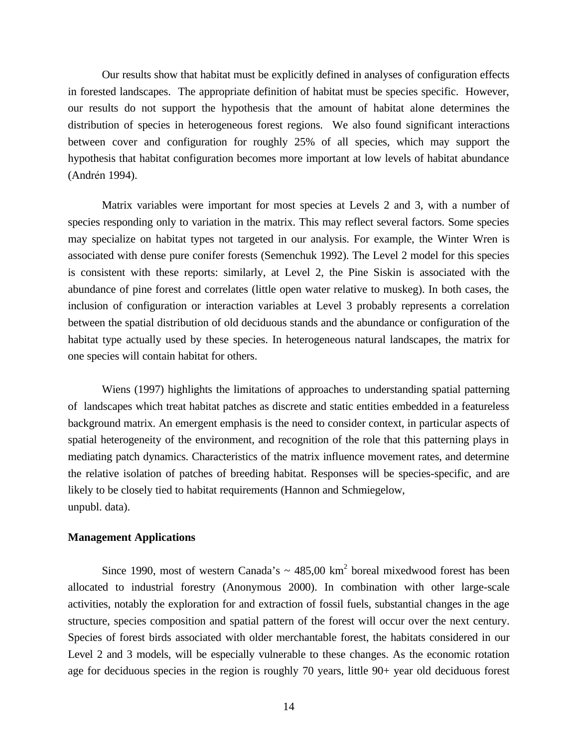Our results show that habitat must be explicitly defined in analyses of configuration effects in forested landscapes. The appropriate definition of habitat must be species specific. However, our results do not support the hypothesis that the amount of habitat alone determines the distribution of species in heterogeneous forest regions. We also found significant interactions between cover and configuration for roughly 25% of all species, which may support the hypothesis that habitat configuration becomes more important at low levels of habitat abundance (Andrén 1994).

Matrix variables were important for most species at Levels 2 and 3, with a number of species responding only to variation in the matrix. This may reflect several factors. Some species may specialize on habitat types not targeted in our analysis. For example, the Winter Wren is associated with dense pure conifer forests (Semenchuk 1992). The Level 2 model for this species is consistent with these reports: similarly, at Level 2, the Pine Siskin is associated with the abundance of pine forest and correlates (little open water relative to muskeg). In both cases, the inclusion of configuration or interaction variables at Level 3 probably represents a correlation between the spatial distribution of old deciduous stands and the abundance or configuration of the habitat type actually used by these species. In heterogeneous natural landscapes, the matrix for one species will contain habitat for others.

Wiens (1997) highlights the limitations of approaches to understanding spatial patterning of landscapes which treat habitat patches as discrete and static entities embedded in a featureless background matrix. An emergent emphasis is the need to consider context, in particular aspects of spatial heterogeneity of the environment, and recognition of the role that this patterning plays in mediating patch dynamics. Characteristics of the matrix influence movement rates, and determine the relative isolation of patches of breeding habitat. Responses will be species-specific, and are likely to be closely tied to habitat requirements (Hannon and Schmiegelow, unpubl. data).

**Management Applications**

Since 1990, most of western Canada's ~ 485,00 km$^2$ boreal mixedwood forest has been allocated to industrial forestry (Anonymous 2000). In combination with other large-scale activities, notably the exploration for and extraction of fossil fuels, substantial changes in the age structure, species composition and spatial pattern of the forest will occur over the next century. Species of forest birds associated with older merchantable forest, the habitats considered in our Level 2 and 3 models, will be especially vulnerable to these changes. As the economic rotation age for deciduous species in the region is roughly 70 years, little 90+ year old deciduous forest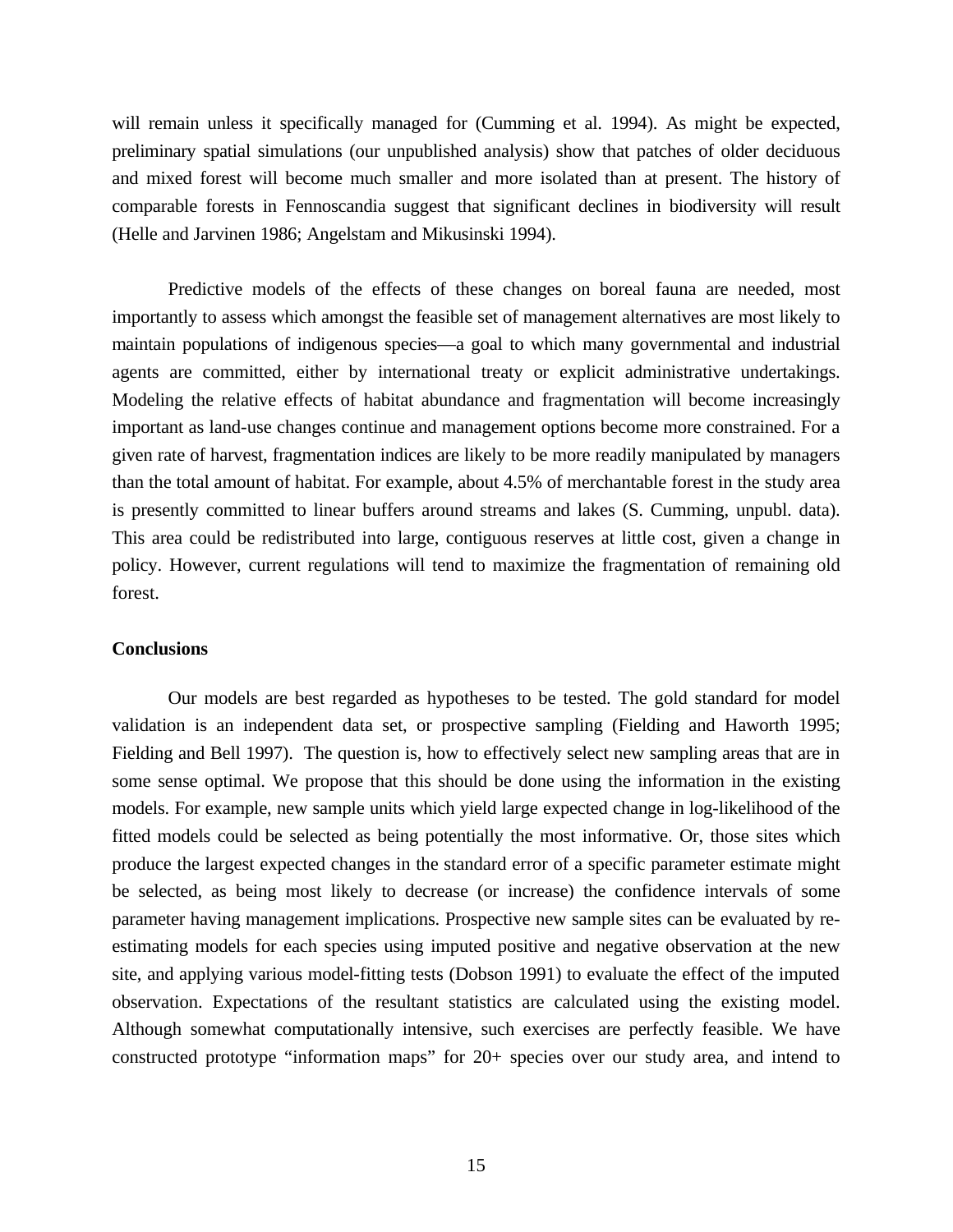will remain unless it specifically managed for (Cumming et al. 1994). As might be expected, preliminary spatial simulations (our unpublished analysis) show that patches of older deciduous and mixed forest will become much smaller and more isolated than at present. The history of comparable forests in Fennoscandia suggest that significant declines in biodiversity will result (Helle and Jarvinen 1986; Angelstam and Mikusinski 1994).

Predictive models of the effects of these changes on boreal fauna are needed, most importantly to assess which amongst the feasible set of management alternatives are most likely to maintain populations of indigenous species—a goal to which many governmental and industrial agents are committed, either by international treaty or explicit administrative undertakings. Modeling the relative effects of habitat abundance and fragmentation will become increasingly important as land-use changes continue and management options become more constrained. For a given rate of harvest, fragmentation indices are likely to be more readily manipulated by managers than the total amount of habitat. For example, about 4.5% of merchantable forest in the study area is presently committed to linear buffers around streams and lakes (S. Cumming, unpubl. data). This area could be redistributed into large, contiguous reserves at little cost, given a change in policy. However, current regulations will tend to maximize the fragmentation of remaining old forest.

**Conclusions**

Our models are best regarded as hypotheses to be tested. The gold standard for model validation is an independent data set, or prospective sampling (Fielding and Haworth 1995; Fielding and Bell 1997). The question is, how to effectively select new sampling areas that are in some sense optimal. We propose that this should be done using the information in the existing models. For example, new sample units which yield large expected change in log-likelihood of the fitted models could be selected as being potentially the most informative. Or, those sites which produce the largest expected changes in the standard error of a specific parameter estimate might be selected, as being most likely to decrease (or increase) the confidence intervals of some parameter having management implications. Prospective new sample sites can be evaluated by re-estimating models for each species using imputed positive and negative observation at the new site, and applying various model-fitting tests (Dobson 1991) to evaluate the effect of the imputed observation. Expectations of the resultant statistics are calculated using the existing model. Although somewhat computationally intensive, such exercises are perfectly feasible. We have constructed prototype "information maps" for 20+ species over our study area, and intend to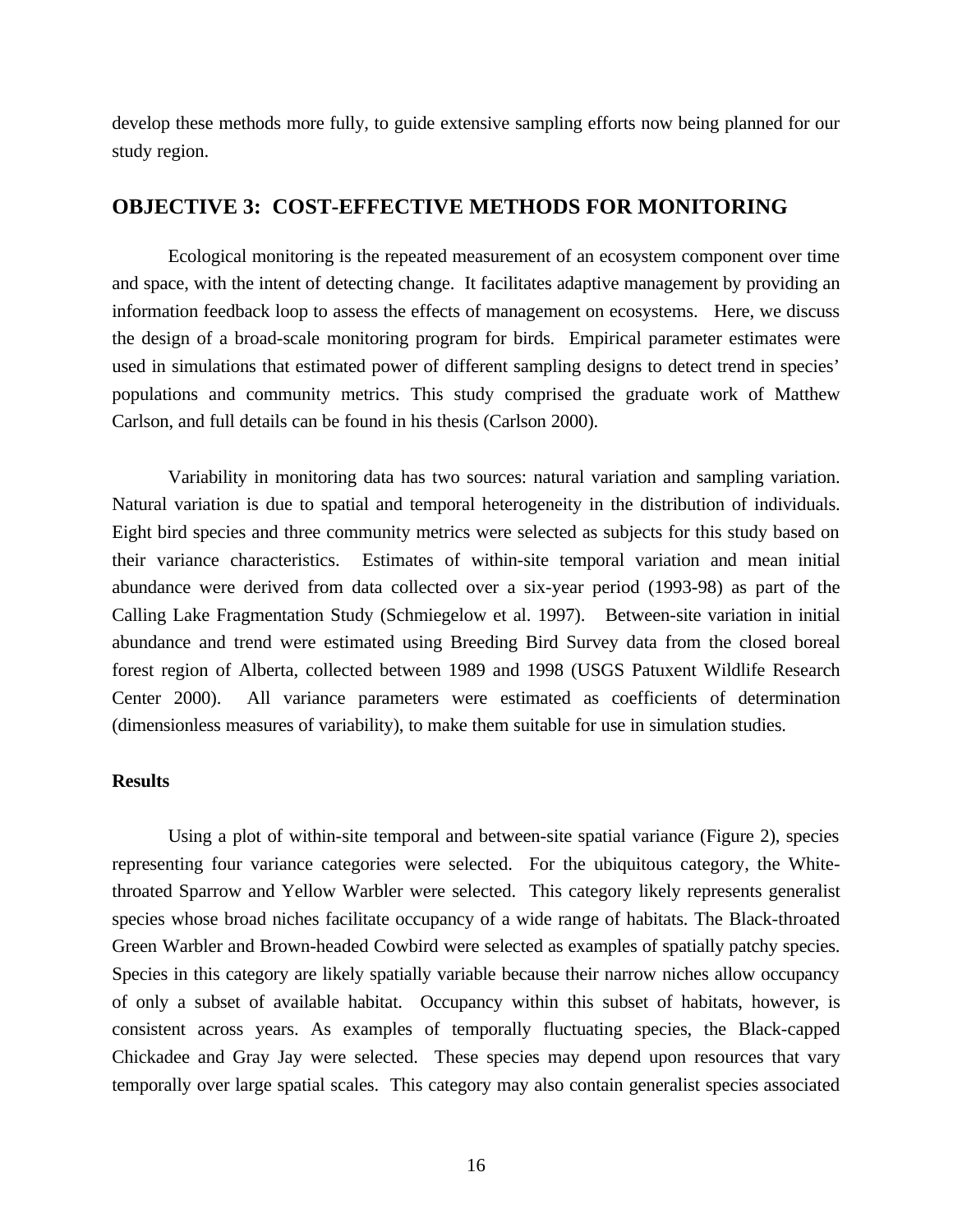develop these methods more fully, to guide extensive sampling efforts now being planned for our study region.

## OBJECTIVE 3: COST-EFFECTIVE METHODS FOR MONITORING

Ecological monitoring is the repeated measurement of an ecosystem component over time and space, with the intent of detecting change. It facilitates adaptive management by providing an information feedback loop to assess the effects of management on ecosystems. Here, we discuss the design of a broad-scale monitoring program for birds. Empirical parameter estimates were used in simulations that estimated power of different sampling designs to detect trend in species' populations and community metrics. This study comprised the graduate work of Matthew Carlson, and full details can be found in his thesis (Carlson 2000).

Variability in monitoring data has two sources: natural variation and sampling variation. Natural variation is due to spatial and temporal heterogeneity in the distribution of individuals. Eight bird species and three community metrics were selected as subjects for this study based on their variance characteristics. Estimates of within-site temporal variation and mean initial abundance were derived from data collected over a six-year period (1993-98) as part of the Calling Lake Fragmentation Study (Schmiegelow et al. 1997). Between-site variation in initial abundance and trend were estimated using Breeding Bird Survey data from the closed boreal forest region of Alberta, collected between 1989 and 1998 (USGS Patuxent Wildlife Research Center 2000). All variance parameters were estimated as coefficients of determination (dimensionless measures of variability), to make them suitable for use in simulation studies.

### Results

Using a plot of within-site temporal and between-site spatial variance (Figure 2), species representing four variance categories were selected. For the ubiquitous category, the White-throated Sparrow and Yellow Warbler were selected. This category likely represents generalist species whose broad niches facilitate occupancy of a wide range of habitats. The Black-throated Green Warbler and Brown-headed Cowbird were selected as examples of spatially patchy species. Species in this category are likely spatially variable because their narrow niches allow occupancy of only a subset of available habitat. Occupancy within this subset of habitats, however, is consistent across years. As examples of temporally fluctuating species, the Black-capped Chickadee and Gray Jay were selected. These species may depend upon resources that vary temporally over large spatial scales. This category may also contain generalist species associated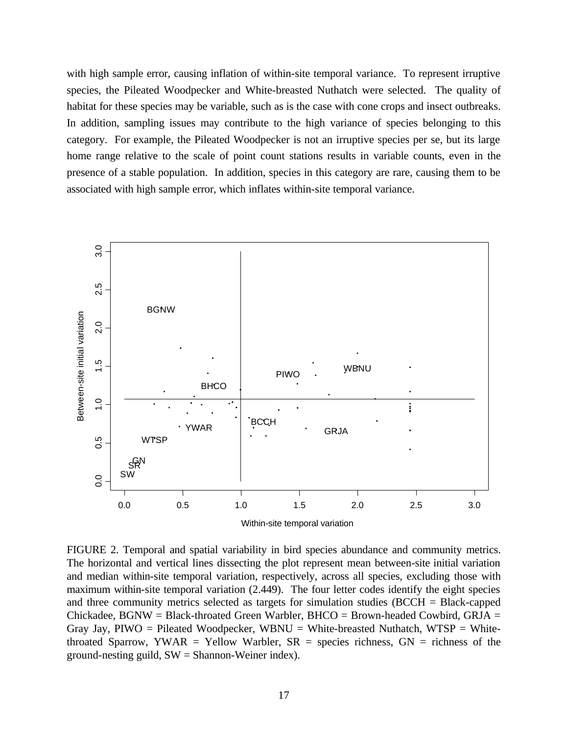with high sample error, causing inflation of within-site temporal variance. To represent irruptive species, the Pileated Woodpecker and White-breasted Nuthatch were selected. The quality of habitat for these species may be variable, such as is the case with cone crops and insect outbreaks. In addition, sampling issues may contribute to the high variance of species belonging to this category. For example, the Pileated Woodpecker is not an irruptive species per se, but its large home range relative to the scale of point count stations results in variable counts, even in the presence of a stable population. In addition, species in this category are rare, causing them to be associated with high sample error, which inflates within-site temporal variance.

FIGURE 2. Temporal and spatial variability in bird species abundance and community metrics. The horizontal and vertical lines dissecting the plot represent mean between-site initial variation and median within-site temporal variation, respectively, across all species, excluding those with maximum within-site temporal variation (2.449). The four letter codes identify the eight species and three community metrics selected as targets for simulation studies (BCCH = Black-capped Chickadee, BGNW = Black-throated Green Warbler, BHCO = Brown-headed Cowbird, GRJA = Gray Jay, PIWO = Pileated Woodpecker, WBNU = White-breasted Nuthatch, WTSP = White-throated Sparrow, YWAR = Yellow Warbler, SR = species richness, GN = richness of the ground-nesting guild, SW = Shannon-Weiner index).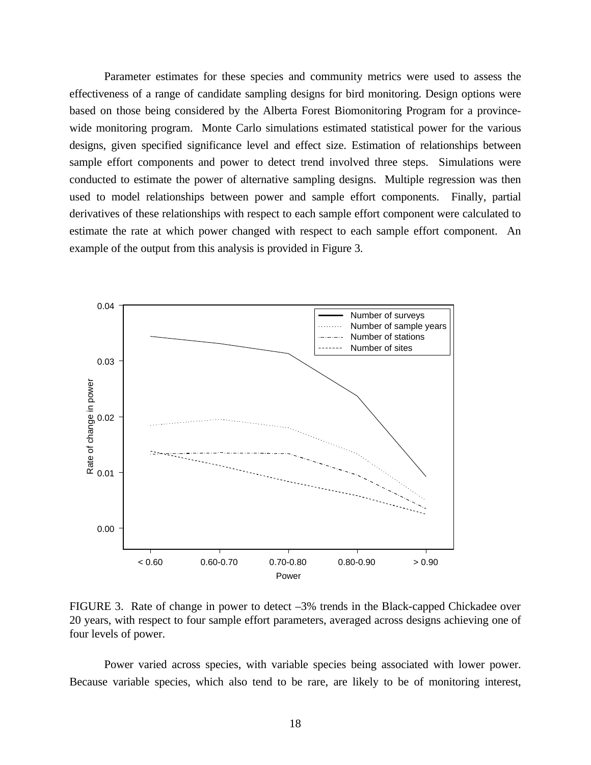Parameter estimates for these species and community metrics were used to assess the effectiveness of a range of candidate sampling designs for bird monitoring. Design options were based on those being considered by the Alberta Forest Biomonitoring Program for a province-wide monitoring program. Monte Carlo simulations estimated statistical power for the various designs, given specified significance level and effect size. Estimation of relationships between sample effort components and power to detect trend involved three steps. Simulations were conducted to estimate the power of alternative sampling designs. Multiple regression was then used to model relationships between power and sample effort components. Finally, partial derivatives of these relationships with respect to each sample effort component were calculated to estimate the rate at which power changed with respect to each sample effort component. An example of the output from this analysis is provided in Figure 3.

FIGURE 3. Rate of change in power to detect –3% trends in the Black-capped Chickadee over 20 years, with respect to four sample effort parameters, averaged across designs achieving one of four levels of power.

Power varied across species, with variable species being associated with lower power. Because variable species, which also tend to be rare, are likely to be of monitoring interest,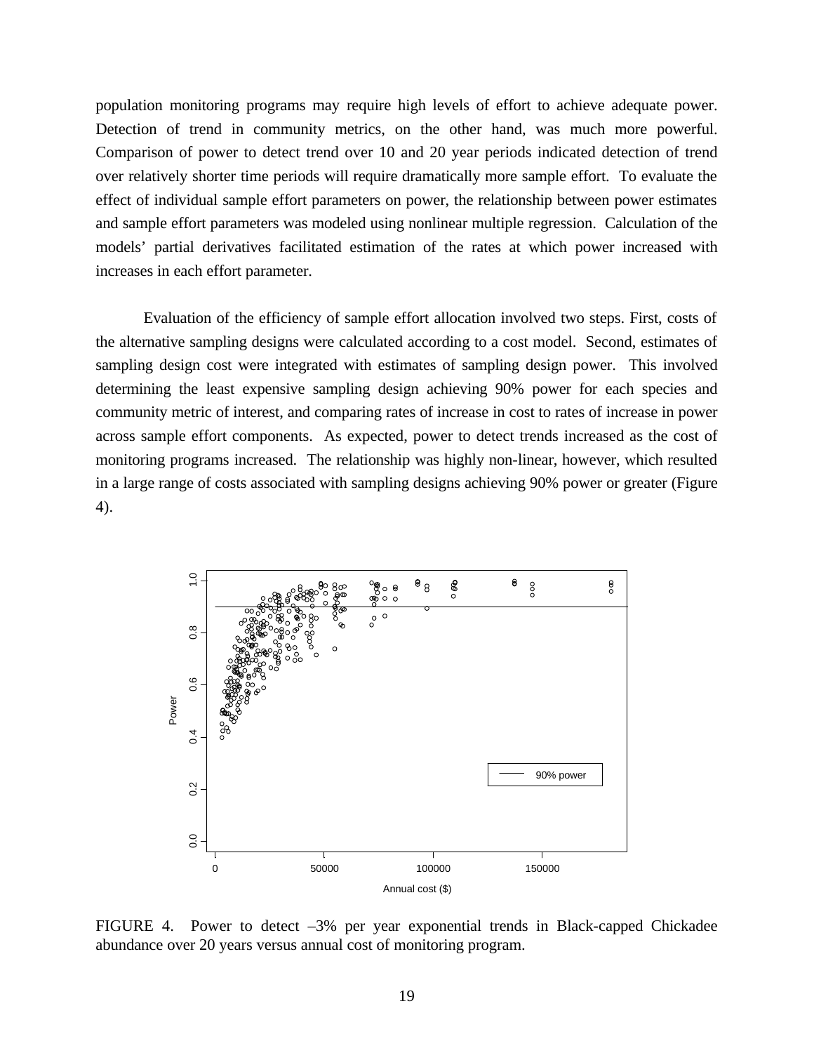population monitoring programs may require high levels of effort to achieve adequate power. Detection of trend in community metrics, on the other hand, was much more powerful. Comparison of power to detect trend over 10 and 20 year periods indicated detection of trend over relatively shorter time periods will require dramatically more sample effort. To evaluate the effect of individual sample effort parameters on power, the relationship between power estimates and sample effort parameters was modeled using nonlinear multiple regression. Calculation of the models' partial derivatives facilitated estimation of the rates at which power increased with increases in each effort parameter.

Evaluation of the efficiency of sample effort allocation involved two steps. First, costs of the alternative sampling designs were calculated according to a cost model. Second, estimates of sampling design cost were integrated with estimates of sampling design power. This involved determining the least expensive sampling design achieving 90% power for each species and community metric of interest, and comparing rates of increase in cost to rates of increase in power across sample effort components. As expected, power to detect trends increased as the cost of monitoring programs increased. The relationship was highly non-linear, however, which resulted in a large range of costs associated with sampling designs achieving 90% power or greater (Figure 4).

FIGURE 4. Power to detect –3% per year exponential trends in Black-capped Chickadee abundance over 20 years versus annual cost of monitoring program.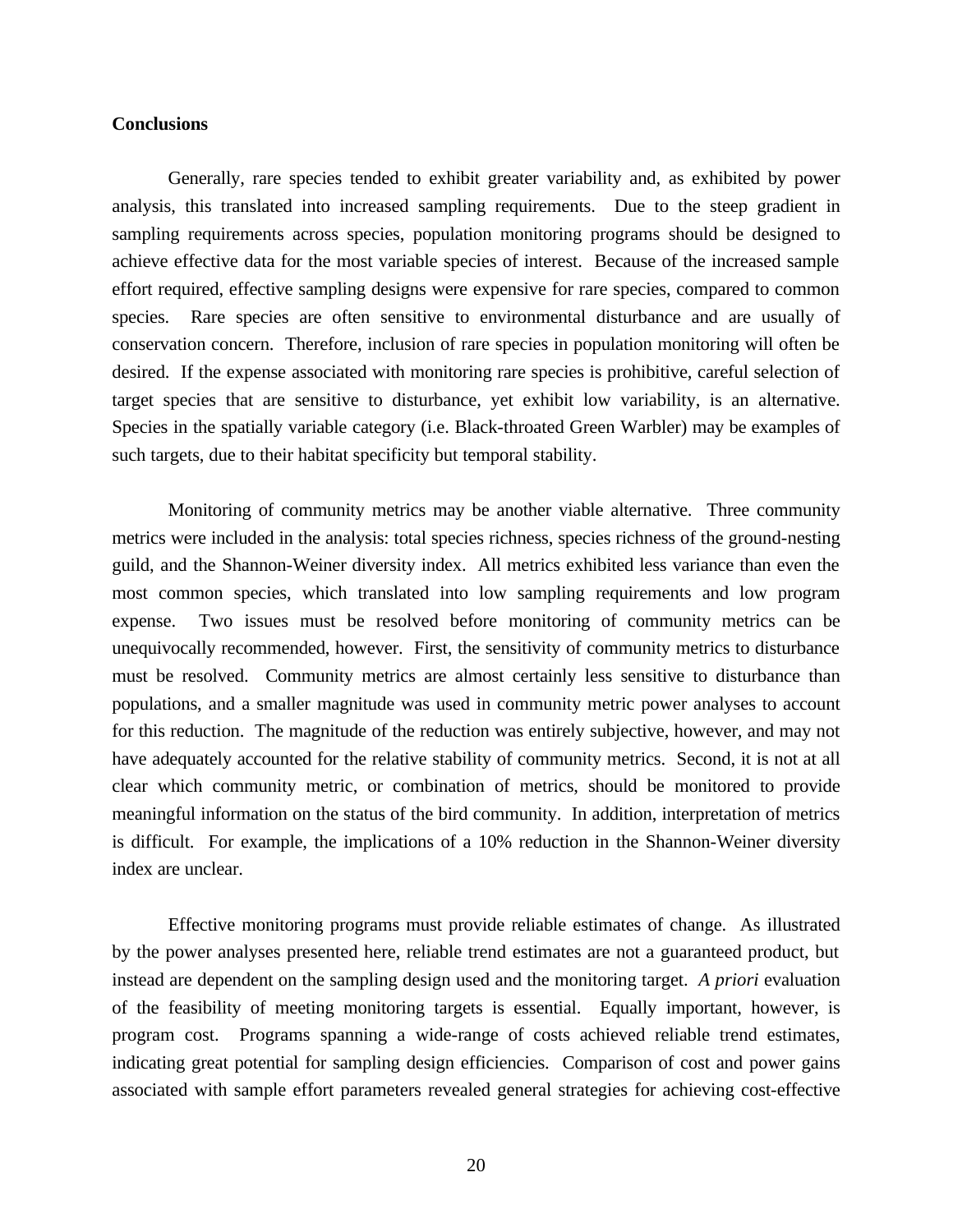## Conclusions

Generally, rare species tended to exhibit greater variability and, as exhibited by power analysis, this translated into increased sampling requirements. Due to the steep gradient in sampling requirements across species, population monitoring programs should be designed to achieve effective data for the most variable species of interest. Because of the increased sample effort required, effective sampling designs were expensive for rare species, compared to common species. Rare species are often sensitive to environmental disturbance and are usually of conservation concern. Therefore, inclusion of rare species in population monitoring will often be desired. If the expense associated with monitoring rare species is prohibitive, careful selection of target species that are sensitive to disturbance, yet exhibit low variability, is an alternative. Species in the spatially variable category (i.e. Black-throated Green Warbler) may be examples of such targets, due to their habitat specificity but temporal stability.

Monitoring of community metrics may be another viable alternative. Three community metrics were included in the analysis: total species richness, species richness of the ground-nesting guild, and the Shannon-Weiner diversity index. All metrics exhibited less variance than even the most common species, which translated into low sampling requirements and low program expense. Two issues must be resolved before monitoring of community metrics can be unequivocally recommended, however. First, the sensitivity of community metrics to disturbance must be resolved. Community metrics are almost certainly less sensitive to disturbance than populations, and a smaller magnitude was used in community metric power analyses to account for this reduction. The magnitude of the reduction was entirely subjective, however, and may not have adequately accounted for the relative stability of community metrics. Second, it is not at all clear which community metric, or combination of metrics, should be monitored to provide meaningful information on the status of the bird community. In addition, interpretation of metrics is difficult. For example, the implications of a 10% reduction in the Shannon-Weiner diversity index are unclear.

Effective monitoring programs must provide reliable estimates of change. As illustrated by the power analyses presented here, reliable trend estimates are not a guaranteed product, but instead are dependent on the sampling design used and the monitoring target. *A priori* evaluation of the feasibility of meeting monitoring targets is essential. Equally important, however, is program cost. Programs spanning a wide-range of costs achieved reliable trend estimates, indicating great potential for sampling design efficiencies. Comparison of cost and power gains associated with sample effort parameters revealed general strategies for achieving cost-effective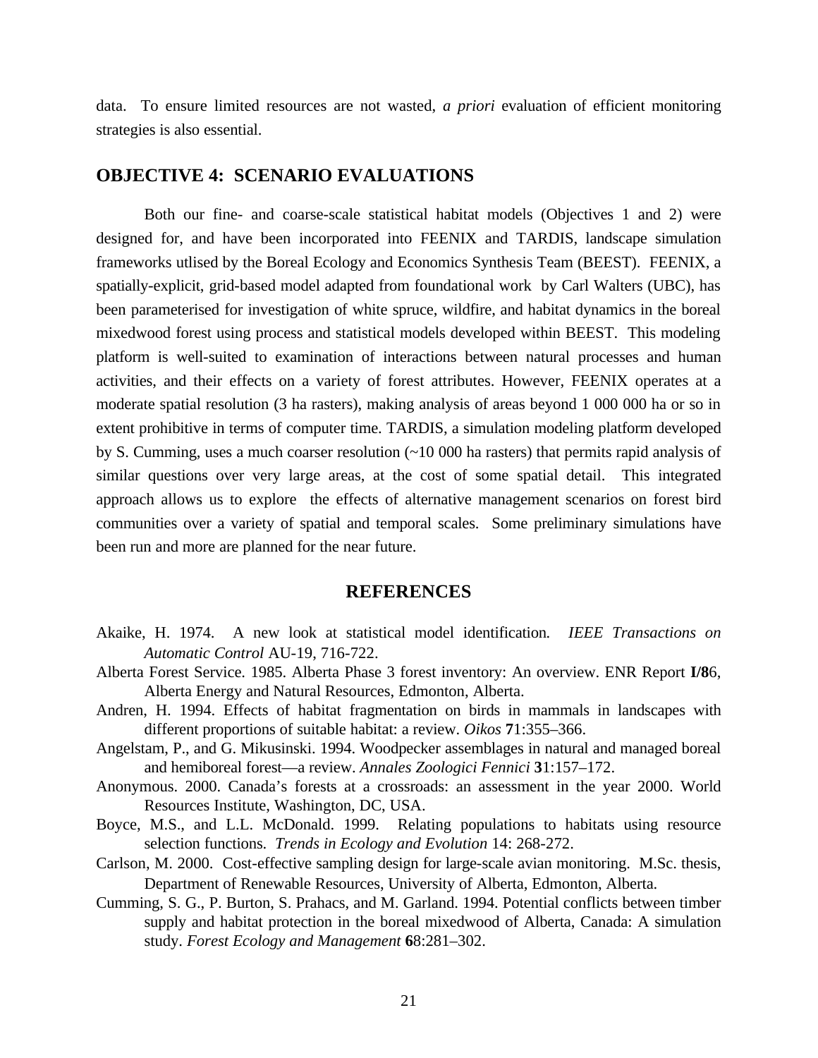data. To ensure limited resources are not wasted, *a priori* evaluation of efficient monitoring strategies is also essential.

## OBJECTIVE 4: SCENARIO EVALUATIONS

Both our fine- and coarse-scale statistical habitat models (Objectives 1 and 2) were designed for, and have been incorporated into FEENIX and TARDIS, landscape simulation frameworks utlised by the Boreal Ecology and Economics Synthesis Team (BEEST). FEENIX, a spatially-explicit, grid-based model adapted from foundational work by Carl Walters (UBC), has been parameterised for investigation of white spruce, wildfire, and habitat dynamics in the boreal mixedwood forest using process and statistical models developed within BEEST. This modeling platform is well-suited to examination of interactions between natural processes and human activities, and their effects on a variety of forest attributes. However, FEENIX operates at a moderate spatial resolution (3 ha rasters), making analysis of areas beyond 1 000 000 ha or so in extent prohibitive in terms of computer time. TARDIS, a simulation modeling platform developed by S. Cumming, uses a much coarser resolution (~10 000 ha rasters) that permits rapid analysis of similar questions over very large areas, at the cost of some spatial detail. This integrated approach allows us to explore the effects of alternative management scenarios on forest bird communities over a variety of spatial and temporal scales. Some preliminary simulations have been run and more are planned for the near future.

## REFERENCES

Akaike, H. 1974. A new look at statistical model identification. *IEEE Transactions on Automatic Control* AU-19, 716-722.

Alberta Forest Service. 1985. Alberta Phase 3 forest inventory: An overview. ENR Report **I/8**6, Alberta Energy and Natural Resources, Edmonton, Alberta.

Andren, H. 1994. Effects of habitat fragmentation on birds in mammals in landscapes with different proportions of suitable habitat: a review. *Oikos* **7**1:355–366.

Angelstam, P., and G. Mikusinski. 1994. Woodpecker assemblages in natural and managed boreal and hemiboreal forest—a review. *Annales Zoologici Fennici* **3**1:157–172.

Anonymous. 2000. Canada's forests at a crossroads: an assessment in the year 2000. World Resources Institute, Washington, DC, USA.

Boyce, M.S., and L.L. McDonald. 1999. Relating populations to habitats using resource selection functions. *Trends in Ecology and Evolution* 14: 268-272.

Carlson, M. 2000. Cost-effective sampling design for large-scale avian monitoring. M.Sc. thesis, Department of Renewable Resources, University of Alberta, Edmonton, Alberta.

Cumming, S. G., P. Burton, S. Prahacs, and M. Garland. 1994. Potential conflicts between timber supply and habitat protection in the boreal mixedwood of Alberta, Canada: A simulation study. *Forest Ecology and Management* **6**8:281–302.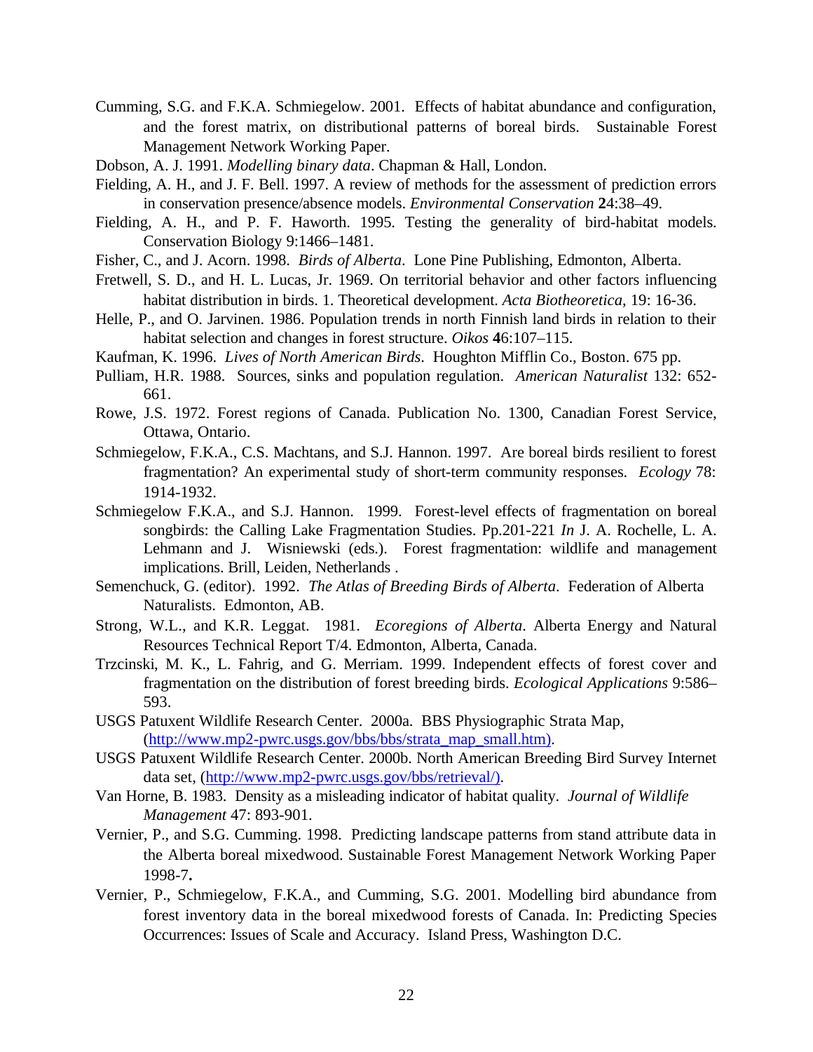Cumming, S.G. and F.K.A. Schmiegelow. 2001. Effects of habitat abundance and configuration, and the forest matrix, on distributional patterns of boreal birds. Sustainable Forest Management Network Working Paper.

Dobson, A. J. 1991. *Modelling binary data*. Chapman & Hall, London.

Fielding, A. H., and J. F. Bell. 1997. A review of methods for the assessment of prediction errors in conservation presence/absence models. *Environmental Conservation* **2**4:38–49.

Fielding, A. H., and P. F. Haworth. 1995. Testing the generality of bird-habitat models. Conservation Biology 9:1466–1481.

Fisher, C., and J. Acorn. 1998. *Birds of Alberta*. Lone Pine Publishing, Edmonton, Alberta.

Fretwell, S. D., and H. L. Lucas, Jr. 1969. On territorial behavior and other factors influencing habitat distribution in birds. 1. Theoretical development. *Acta Biotheoretica*, 19: 16-36.

Helle, P., and O. Jarvinen. 1986. Population trends in north Finnish land birds in relation to their habitat selection and changes in forest structure. *Oikos* **4**6:107–115.

Kaufman, K. 1996. *Lives of North American Birds*. Houghton Mifflin Co., Boston. 675 pp.

Pulliam, H.R. 1988. Sources, sinks and population regulation. *American Naturalist* 132: 652-661.

Rowe, J.S. 1972. Forest regions of Canada. Publication No. 1300, Canadian Forest Service, Ottawa, Ontario.

Schmiegelow, F.K.A., C.S. Machtans, and S.J. Hannon. 1997. Are boreal birds resilient to forest fragmentation? An experimental study of short-term community responses. *Ecology* 78: 1914-1932.

Schmiegelow F.K.A., and S.J. Hannon. 1999. Forest-level effects of fragmentation on boreal songbirds: the Calling Lake Fragmentation Studies. Pp.201-221 *In* J. A. Rochelle, L. A. Lehmann and J. Wisniewski (eds.). Forest fragmentation: wildlife and management implications. Brill, Leiden, Netherlands .

Semenchuck, G. (editor). 1992. *The Atlas of Breeding Birds of Alberta*. Federation of Alberta Naturalists. Edmonton, AB.

Strong, W.L., and K.R. Leggat. 1981. *Ecoregions of Alberta*. Alberta Energy and Natural Resources Technical Report T/4. Edmonton, Alberta, Canada.

Trzcinski, M. K., L. Fahrig, and G. Merriam. 1999. Independent effects of forest cover and fragmentation on the distribution of forest breeding birds. *Ecological Applications* 9:586–593.

USGS Patuxent Wildlife Research Center. 2000a. BBS Physiographic Strata Map, (http://www.mp2-pwrc.usgs.gov/bbs/bbs/strata_map_small.htm).

USGS Patuxent Wildlife Research Center. 2000b. North American Breeding Bird Survey Internet data set, (http://www.mp2-pwrc.usgs.gov/bbs/retrieval/).

Van Horne, B. 1983. Density as a misleading indicator of habitat quality. *Journal of Wildlife Management* 47: 893-901.

Vernier, P., and S.G. Cumming. 1998. Predicting landscape patterns from stand attribute data in the Alberta boreal mixedwood. Sustainable Forest Management Network Working Paper 1998-7**.**

Vernier, P., Schmiegelow, F.K.A., and Cumming, S.G. 2001. Modelling bird abundance from forest inventory data in the boreal mixedwood forests of Canada. In: Predicting Species Occurrences: Issues of Scale and Accuracy. Island Press, Washington D.C.